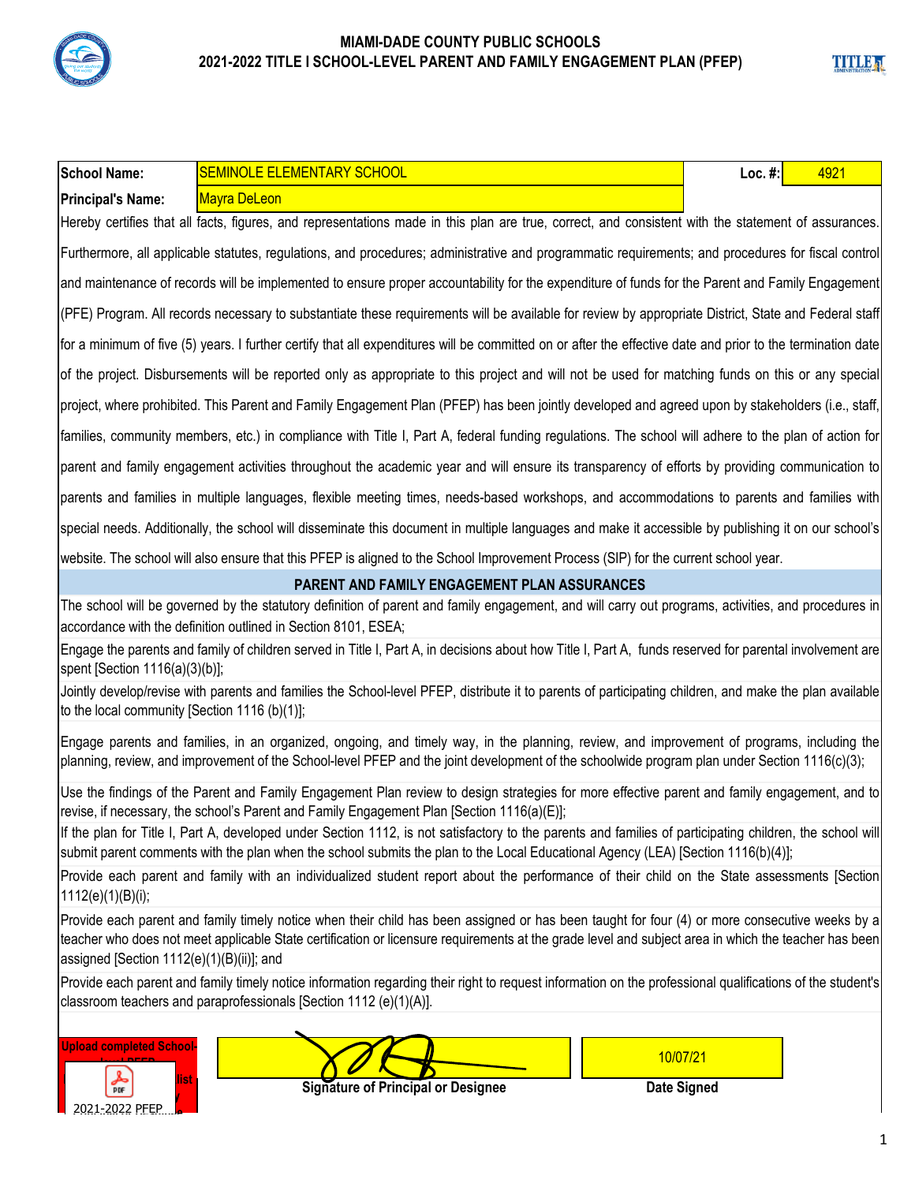## MIAMI-DADE COUNTY PUBLIC SCHOOLS
## 2021-2022 TITLE I SCHOOL-LEVEL PARENT AND FAMILY ENGAGEMENT PLAN (PFEP)

| School Name: | SEMINOLE ELEMENTARY SCHOOL | Loc. #: | 4921 |
|---|---|---|---|
| Principal's Name: | Mayra DeLeon | | |

Hereby certifies that all facts, figures, and representations made in this plan are true, correct, and consistent with the statement of assurances. Furthermore, all applicable statutes, regulations, and procedures; administrative and programmatic requirements; and procedures for fiscal control and maintenance of records will be implemented to ensure proper accountability for the expenditure of funds for the Parent and Family Engagement (PFE) Program. All records necessary to substantiate these requirements will be available for review by appropriate District, State and Federal staff for a minimum of five (5) years. I further certify that all expenditures will be committed on or after the effective date and prior to the termination date of the project. Disbursements will be reported only as appropriate to this project and will not be used for matching funds on this or any special project, where prohibited. This Parent and Family Engagement Plan (PFEP) has been jointly developed and agreed upon by stakeholders (i.e., staff, families, community members, etc.) in compliance with Title I, Part A, federal funding regulations. The school will adhere to the plan of action for parent and family engagement activities throughout the academic year and will ensure its transparency of efforts by providing communication to parents and families in multiple languages, flexible meeting times, needs-based workshops, and accommodations to parents and families with special needs. Additionally, the school will disseminate this document in multiple languages and make it accessible by publishing it on our school's website. The school will also ensure that this PFEP is aligned to the School Improvement Process (SIP) for the current school year.

### PARENT AND FAMILY ENGAGEMENT PLAN ASSURANCES

The school will be governed by the statutory definition of parent and family engagement, and will carry out programs, activities, and procedures in accordance with the definition outlined in Section 8101, ESEA;

Engage the parents and family of children served in Title I, Part A, in decisions about how Title I, Part A, funds reserved for parental involvement are spent [Section 1116(a)(3)(b)];

Jointly develop/revise with parents and families the School-level PFEP, distribute it to parents of participating children, and make the plan available to the local community [Section 1116 (b)(1)];

Engage parents and families, in an organized, ongoing, and timely way, in the planning, review, and improvement of programs, including the planning, review, and improvement of the School-level PFEP and the joint development of the schoolwide program plan under Section 1116(c)(3);

Use the findings of the Parent and Family Engagement Plan review to design strategies for more effective parent and family engagement, and to revise, if necessary, the school's Parent and Family Engagement Plan [Section 1116(a)(E)];

If the plan for Title I, Part A, developed under Section 1112, is not satisfactory to the parents and families of participating children, the school will submit parent comments with the plan when the school submits the plan to the Local Educational Agency (LEA) [Section 1116(b)(4)];

Provide each parent and family with an individualized student report about the performance of their child on the State assessments [Section 1112(e)(1)(B)(i);

Provide each parent and family timely notice when their child has been assigned or has been taught for four (4) or more consecutive weeks by a teacher who does not meet applicable State certification or licensure requirements at the grade level and subject area in which the teacher has been assigned [Section 1112(e)(1)(B)(ii)]; and

Provide each parent and family timely notice information regarding their right to request information on the professional qualifications of the student's classroom teachers and paraprofessionals [Section 1112 (e)(1)(A)].

Upload completed School-level PFEP ... list ...

2021-2022 PFEP...

| [Signature] | 10/07/21 |
|---|---|
| Signature of Principal or Designee | Date Signed |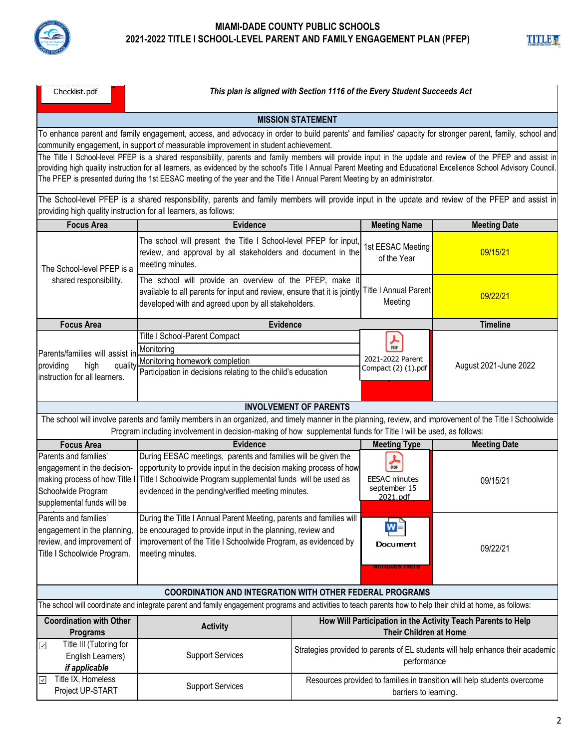# MIAMI-DADE COUNTY PUBLIC SCHOOLS
## 2021-2022 TITLE I SCHOOL-LEVEL PARENT AND FAMILY ENGAGEMENT PLAN (PFEP)

Checklist.pdf

*This plan is aligned with Section 1116 of the Every Student Succeeds Act*

### MISSION STATEMENT

To enhance parent and family engagement, access, and advocacy in order to build parents' and families' capacity for stronger parent, family, school and community engagement, in support of measurable improvement in student achievement.

The Title I School-level PFEP is a shared responsibility, parents and family members will provide input in the update and review of the PFEP and assist in providing high quality instruction for all learners, as evidenced by the school's Title I Annual Parent Meeting and Educational Excellence School Advisory Council. The PFEP is presented during the 1st EESAC meeting of the year and the Title I Annual Parent Meeting by an administrator.

The School-level PFEP is a shared responsibility, parents and family members will provide input in the update and review of the PFEP and assist in providing high quality instruction for all learners, as follows:

| Focus Area | Evidence | Meeting Name | Meeting Date |
|---|---|---|---|
| The School-level PFEP is a shared responsibility. | The school will present the Title I School-level PFEP for input, review, and approval by all stakeholders and document in the meeting minutes. | 1st EESAC Meeting of the Year | 09/15/21 |
| | The school will provide an overview of the PFEP, make it available to all parents for input and review, ensure that it is jointly developed with and agreed upon by all stakeholders. | Title I Annual Parent Meeting | 09/22/21 |

| Focus Area | Evidence | | Timeline |
|---|---|---|---|
| Parents/families will assist in providing high quality instruction for all learners. | Tilte I School-Parent Compact<br>Monitoring<br>Monitoring homework completion<br>Participation in decisions relating to the child's education | 2021-2022 Parent Compact (2) (1).pdf | August 2021-June 2022 |

### INVOLVEMENT OF PARENTS

The school will involve parents and family members in an organized, and timely manner in the planning, review, and improvement of the Title I Schoolwide Program including involvement in decision-making of how supplemental funds for Title I will be used, as follows:

| Focus Area | Evidence | Meeting Type | Meeting Date |
|---|---|---|---|
| Parents and families' engagement in the decision-making process of how Title I Schoolwide Program supplemental funds will be | During EESAC meetings, parents and families will be given the opportunity to provide input in the decision making process of how Title I Schoolwide Program supplemental funds will be used as evidenced in the pending/verified meeting minutes. | EESAC minutes september 15 2021.pdf | 09/15/21 |
| Parents and families' engagement in the planning, review, and improvement of Title I Schoolwide Program. | During the Title I Annual Parent Meeting, parents and families will be encouraged to provide input in the planning, review and improvement of the Title I Schoolwide Program, as evidenced by meeting minutes. | Document<br>Minutes Here | 09/22/21 |

### COORDINATION AND INTEGRATION WITH OTHER FEDERAL PROGRAMS

The school will coordinate and integrate parent and family engagement programs and activities to teach parents how to help their child at home, as follows:

| Coordination with Other Programs | Activity | How Will Participation in the Activity Teach Parents to Help Their Children at Home |
|---|---|---|
| ☑ Title III (Tutoring for English Learners) *if applicable* | Support Services | Strategies provided to parents of EL students will help enhance their academic performance |
| ☑ Title IX, Homeless Project UP-START | Support Services | Resources provided to families in transition will help students overcome barriers to learning. |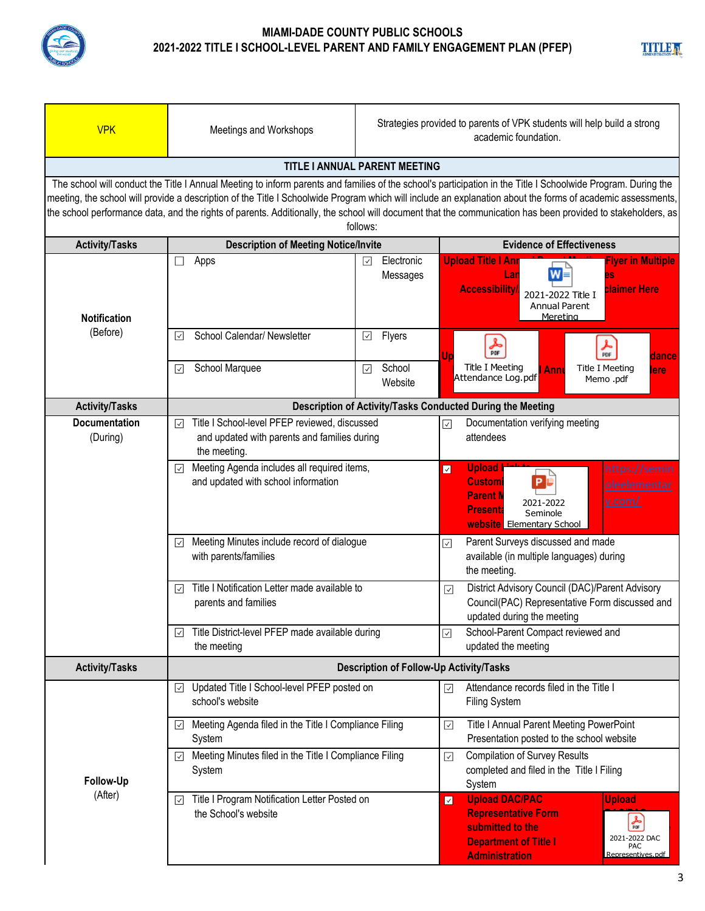**MIAMI-DADE COUNTY PUBLIC SCHOOLS**
**2021-2022 TITLE I SCHOOL-LEVEL PARENT AND FAMILY ENGAGEMENT PLAN (PFEP)**

| VPK | Meetings and Workshops | Strategies provided to parents of VPK students will help build a strong academic foundation. |
|---|---|---|

## TITLE I ANNUAL PARENT MEETING

The school will conduct the Title I Annual Meeting to inform parents and families of the school's participation in the Title I Schoolwide Program. During the meeting, the school will provide a description of the Title I Schoolwide Program which will include an explanation about the forms of academic assessments, the school performance data, and the rights of parents. Additionally, the school will document that the communication has been provided to stakeholders, as follows:

| Activity/Tasks | Description of Meeting Notice/Invite | | Evidence of Effectiveness |
|---|---|---|---|
| **Notification** (Before) | ☐ Apps | ☑ Electronic Messages | Upload Title I Annual Parent Meeting Flyer in Multiple Languages / Accessibility/Disclaimer Here — 2021-2022 Title I Annual Parent Mereting |
| | ☑ School Calendar/ Newsletter | ☑ Flyers | Upload Title I Annual Meeting Attendance Here — Title I Meeting Attendance Log.pdf; Title I Meeting Memo .pdf |
| | ☑ School Marquee | ☑ School Website | |

| Activity/Tasks | Description of Activity/Tasks Conducted During the Meeting | |
|---|---|---|
| **Documentation** (During) | ☑ Title I School-level PFEP reviewed, discussed and updated with parents and families during the meeting. | ☑ Documentation verifying meeting attendees |
| | ☑ Meeting Agenda includes all required items, and updated with school information | ☑ Upload Link to Customized Title I Annual Parent Meeting PowerPoint Presentation on school website — 2021-2022 Seminole Elementary School — https://seminoleelementary.com/ |
| | ☑ Meeting Minutes include record of dialogue with parents/families | ☑ Parent Surveys discussed and made available (in multiple languages) during the meeting. |
| | ☑ Title I Notification Letter made available to parents and families | ☑ District Advisory Council (DAC)/Parent Advisory Council(PAC) Representative Form discussed and updated during the meeting |
| | ☑ Title District-level PFEP made available during the meeting | ☑ School-Parent Compact reviewed and updated the meeting |

| Activity/Tasks | Description of Follow-Up Activity/Tasks | |
|---|---|---|
| **Follow-Up** (After) | ☑ Updated Title I School-level PFEP posted on school's website | ☑ Attendance records filed in the Title I Filing System |
| | ☑ Meeting Agenda filed in the Title I Compliance Filing System | ☑ Title I Annual Parent Meeting PowerPoint Presentation posted to the school website |
| | ☑ Meeting Minutes filed in the Title I Compliance Filing System | ☑ Compilation of Survey Results completed and filed in the Title I Filing System |
| | ☑ Title I Program Notification Letter Posted on the School's website | ☑ Upload DAC/PAC Representative Form submitted to the Department of Title I Administration — Upload DAC/PAC — 2021-2022 DAC PAC Representatives.pdf |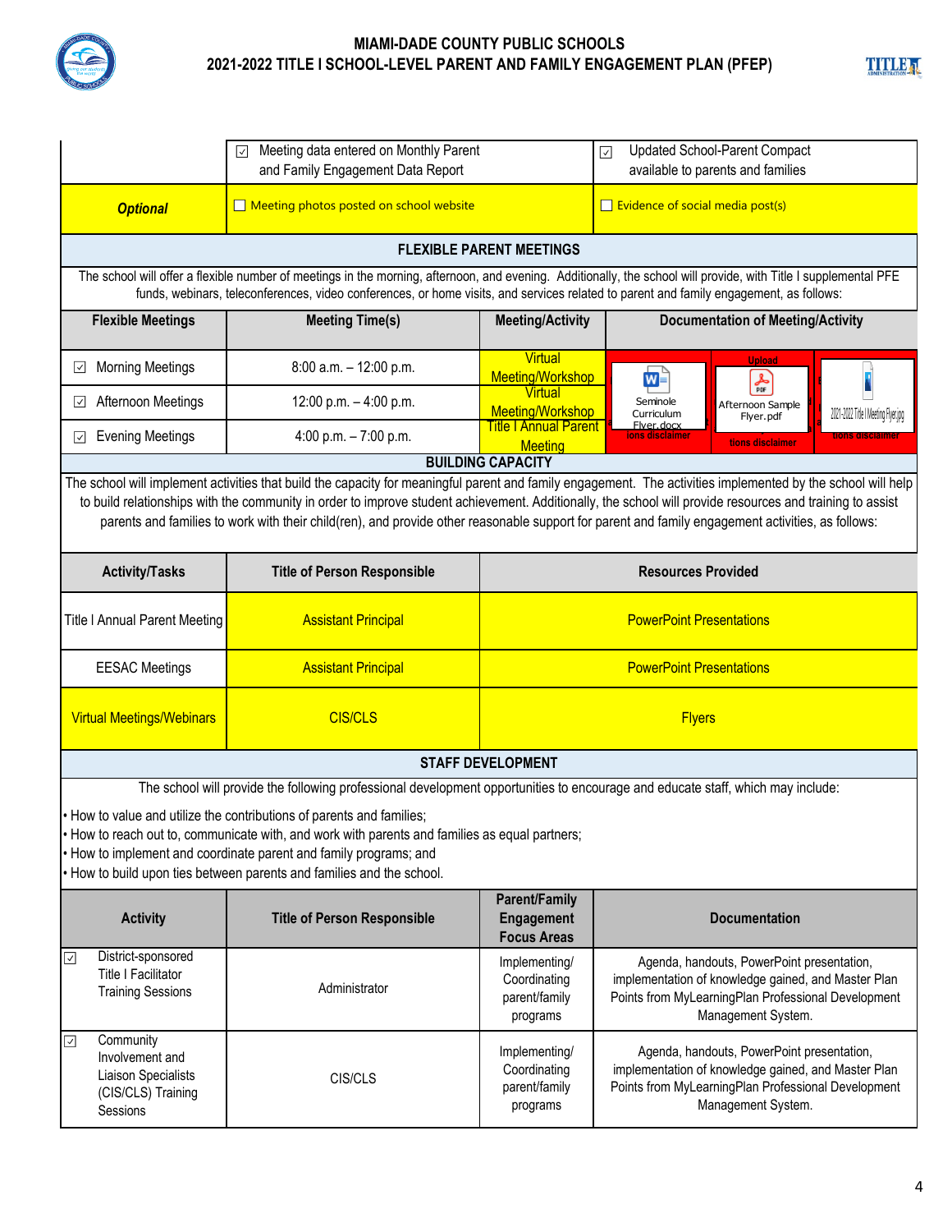| | | |
|---|---|---|
| | ☑ Meeting data entered on Monthly Parent and Family Engagement Data Report | ☑ Updated School-Parent Compact available to parents and families |
| ***Optional*** | ☐ Meeting photos posted on school website | ☐ Evidence of social media post(s) |

## FLEXIBLE PARENT MEETINGS

The school will offer a flexible number of meetings in the morning, afternoon, and evening. Additionally, the school will provide, with Title I supplemental PFE funds, webinars, teleconferences, video conferences, or home visits, and services related to parent and family engagement, as follows:

| Flexible Meetings | Meeting Time(s) | Meeting/Activity | Documentation of Meeting/Activity |
|---|---|---|---|
| ☑ Morning Meetings | 8:00 a.m. – 12:00 p.m. | Virtual Meeting/Workshop | Seminole Curriculum Flyer.docx |
| ☑ Afternoon Meetings | 12:00 p.m. – 4:00 p.m. | Virtual Meeting/Workshop | Afternoon Sample Flyer.pdf |
| ☑ Evening Meetings | 4:00 p.m. – 7:00 p.m. | Title I Annual Parent Meeting | 2021-2022 Title I Meeting Flyer.jpg |

## BUILDING CAPACITY

The school will implement activities that build the capacity for meaningful parent and family engagement. The activities implemented by the school will help to build relationships with the community in order to improve student achievement. Additionally, the school will provide resources and training to assist parents and families to work with their child(ren), and provide other reasonable support for parent and family engagement activities, as follows:

| Activity/Tasks | Title of Person Responsible | Resources Provided |
|---|---|---|
| Title I Annual Parent Meeting | Assistant Principal | PowerPoint Presentations |
| EESAC Meetings | Assistant Principal | PowerPoint Presentations |
| Virtual Meetings/Webinars | CIS/CLS | Flyers |

## STAFF DEVELOPMENT

The school will provide the following professional development opportunities to encourage and educate staff, which may include:

- How to value and utilize the contributions of parents and families;
- How to reach out to, communicate with, and work with parents and families as equal partners;
- How to implement and coordinate parent and family programs; and
- How to build upon ties between parents and families and the school.

| Activity | Title of Person Responsible | Parent/Family Engagement Focus Areas | Documentation |
|---|---|---|---|
| ☑ District-sponsored Title I Facilitator Training Sessions | Administrator | Implementing/ Coordinating parent/family programs | Agenda, handouts, PowerPoint presentation, implementation of knowledge gained, and Master Plan Points from MyLearningPlan Professional Development Management System. |
| ☑ Community Involvement and Liaison Specialists (CIS/CLS) Training Sessions | CIS/CLS | Implementing/ Coordinating parent/family programs | Agenda, handouts, PowerPoint presentation, implementation of knowledge gained, and Master Plan Points from MyLearningPlan Professional Development Management System. |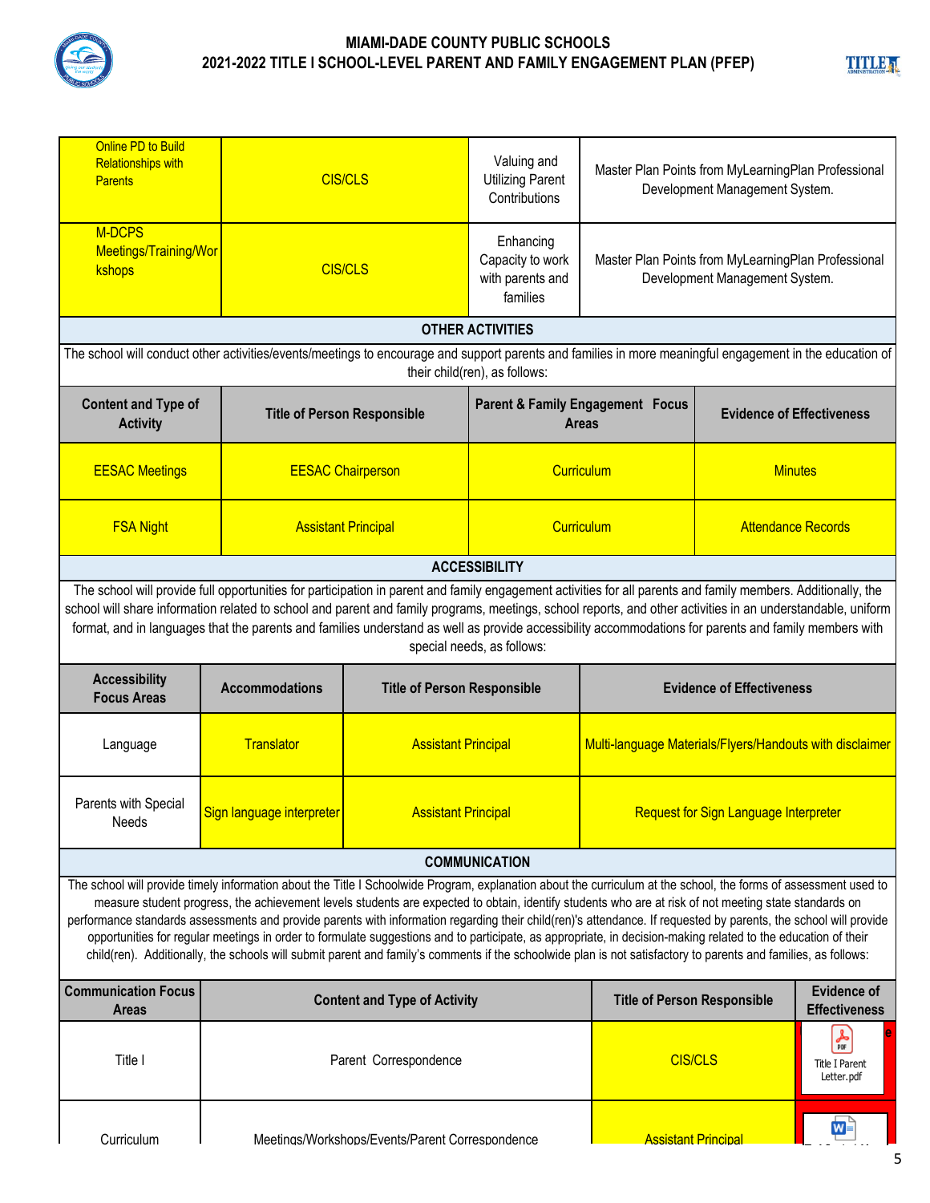| | | | |
|---|---|---|---|
| Online PD to Build Relationships with Parents | CIS/CLS | Valuing and Utilizing Parent Contributions | Master Plan Points from MyLearningPlan Professional Development Management System. |
| M-DCPS Meetings/Training/Workshops | CIS/CLS | Enhancing Capacity to work with parents and families | Master Plan Points from MyLearningPlan Professional Development Management System. |

## OTHER ACTIVITIES

The school will conduct other activities/events/meetings to encourage and support parents and families in more meaningful engagement in the education of their child(ren), as follows:

| Content and Type of Activity | Title of Person Responsible | Parent & Family Engagement Focus Areas | Evidence of Effectiveness |
|---|---|---|---|
| EESAC Meetings | EESAC Chairperson | Curriculum | Minutes |
| FSA Night | Assistant Principal | Curriculum | Attendance Records |

## ACCESSIBILITY

The school will provide full opportunities for participation in parent and family engagement activities for all parents and family members. Additionally, the school will share information related to school and parent and family programs, meetings, school reports, and other activities in an understandable, uniform format, and in languages that the parents and families understand as well as provide accessibility accommodations for parents and family members with special needs, as follows:

| Accessibility Focus Areas | Accommodations | Title of Person Responsible | Evidence of Effectiveness |
|---|---|---|---|
| Language | Translator | Assistant Principal | Multi-language Materials/Flyers/Handouts with disclaimer |
| Parents with Special Needs | Sign language interpreter | Assistant Principal | Request for Sign Language Interpreter |

## COMMUNICATION

The school will provide timely information about the Title I Schoolwide Program, explanation about the curriculum at the school, the forms of assessment used to measure student progress, the achievement levels students are expected to obtain, identify students who are at risk of not meeting state standards on performance standards assessments and provide parents with information regarding their child(ren)'s attendance. If requested by parents, the school will provide opportunities for regular meetings in order to formulate suggestions and to participate, as appropriate, in decision-making related to the education of their child(ren). Additionally, the schools will submit parent and family's comments if the schoolwide plan is not satisfactory to parents and families, as follows:

| Communication Focus Areas | Content and Type of Activity | Title of Person Responsible | Evidence of Effectiveness |
|---|---|---|---|
| Title I | Parent Correspondence | CIS/CLS | Title I Parent Letter.pdf |
| Curriculum | Meetings/Workshops/Events/Parent Correspondence | Assistant Principal | |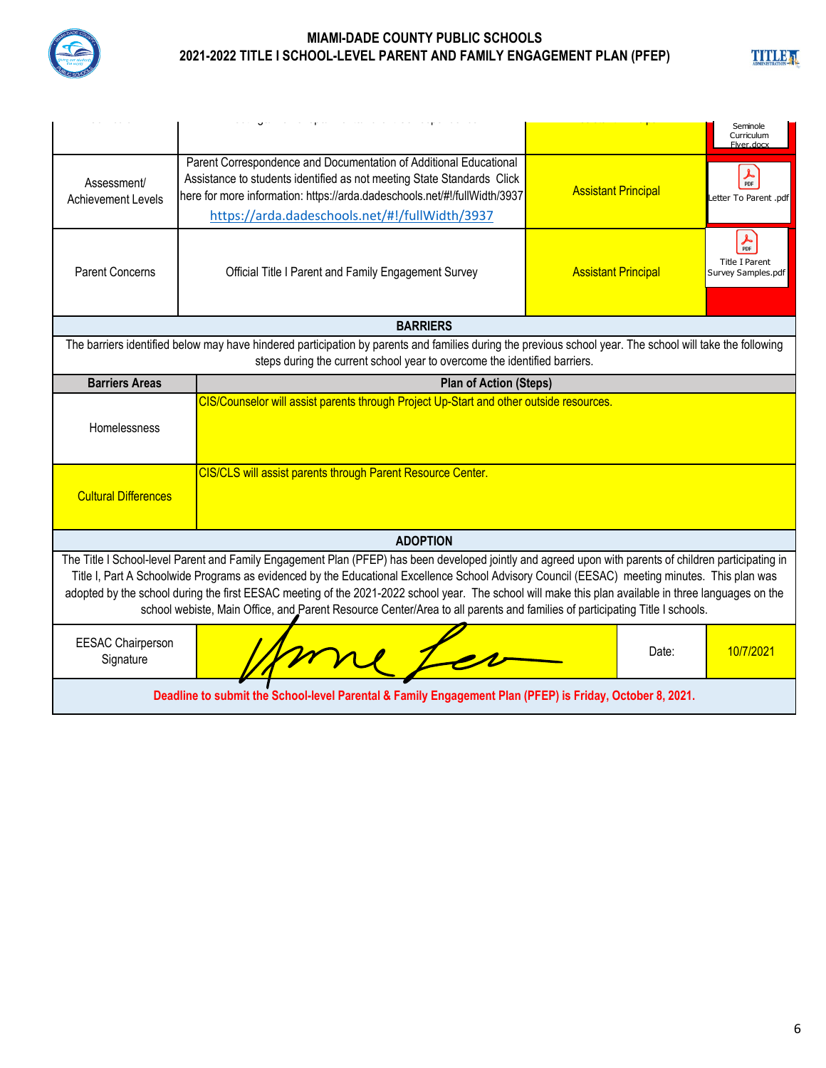| | | | |
|---|---|---|---|
| | | | Seminole Curriculum Flyer.docx |
| Assessment/ Achievement Levels | Parent Correspondence and Documentation of Additional Educational Assistance to students identified as not meeting State Standards Click here for more information: https://arda.dadeschools.net/#!/fullWidth/3937 https://arda.dadeschools.net/#!/fullWidth/3937 | Assistant Principal | Letter To Parent .pdf |
| Parent Concerns | Official Title I Parent and Family Engagement Survey | Assistant Principal | Title I Parent Survey Samples.pdf |

## BARRIERS

The barriers identified below may have hindered participation by parents and families during the previous school year. The school will take the following steps during the current school year to overcome the identified barriers.

| Barriers Areas | Plan of Action (Steps) |
|---|---|
| Homelessness | CIS/Counselor will assist parents through Project Up-Start and other outside resources. |
| Cultural Differences | CIS/CLS will assist parents through Parent Resource Center. |

## ADOPTION

The Title I School-level Parent and Family Engagement Plan (PFEP) has been developed jointly and agreed upon with parents of children participating in Title I, Part A Schoolwide Programs as evidenced by the Educational Excellence School Advisory Council (EESAC) meeting minutes. This plan was adopted by the school during the first EESAC meeting of the 2021-2022 school year. The school will make this plan available in three languages on the school webiste, Main Office, and Parent Resource Center/Area to all parents and families of participating Title I schools.

| EESAC Chairperson Signature | [Signature] | Date: | 10/7/2021 |
|---|---|---|---|

**Deadline to submit the School-level Parental & Family Engagement Plan (PFEP) is Friday, October 8, 2021.**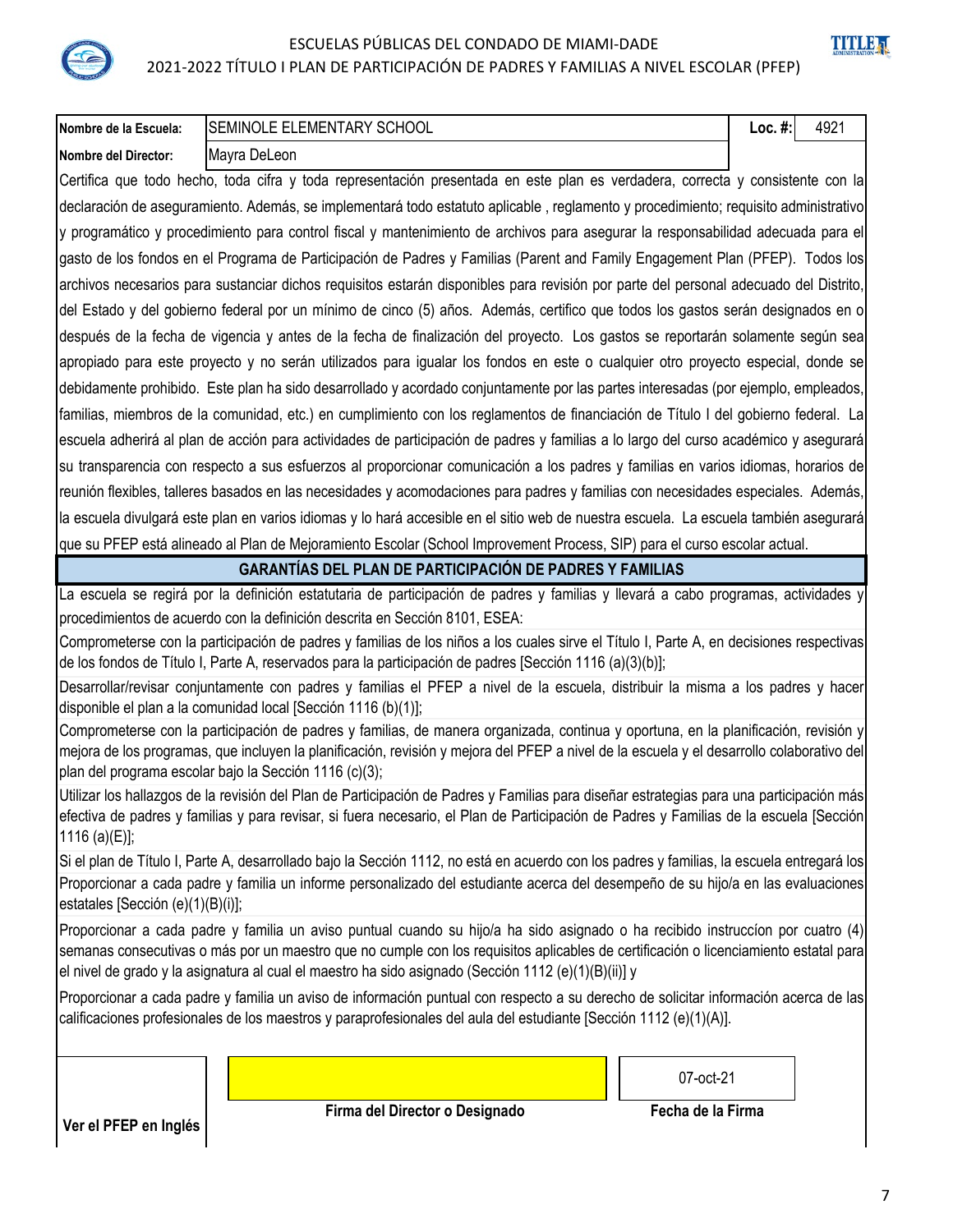ESCUELAS PÚBLICAS DEL CONDADO DE MIAMI-DADE

2021-2022 TÍTULO I PLAN DE PARTICIPACIÓN DE PADRES Y FAMILIAS A NIVEL ESCOLAR (PFEP)

| **Nombre de la Escuela:** | SEMINOLE ELEMENTARY SCHOOL | **Loc. #:** | 4921 |
|---|---|---|---|
| **Nombre del Director:** | Mayra DeLeon | | |

Certifica que todo hecho, toda cifra y toda representación presentada en este plan es verdadera, correcta y consistente con la declaración de aseguramiento. Además, se implementará todo estatuto aplicable , reglamento y procedimiento; requisito administrativo y programático y procedimiento para control fiscal y mantenimiento de archivos para asegurar la responsabilidad adecuada para el gasto de los fondos en el Programa de Participación de Padres y Familias (Parent and Family Engagement Plan (PFEP). Todos los archivos necesarios para sustanciar dichos requisitos estarán disponibles para revisión por parte del personal adecuado del Distrito, del Estado y del gobierno federal por un mínimo de cinco (5) años. Además, certifico que todos los gastos serán designados en o después de la fecha de vigencia y antes de la fecha de finalización del proyecto. Los gastos se reportarán solamente según sea apropiado para este proyecto y no serán utilizados para igualar los fondos en este o cualquier otro proyecto especial, donde se debidamente prohibido. Este plan ha sido desarrollado y acordado conjuntamente por las partes interesadas (por ejemplo, empleados, familias, miembros de la comunidad, etc.) en cumplimiento con los reglamentos de financiación de Título I del gobierno federal. La escuela adherirá al plan de acción para actividades de participación de padres y familias a lo largo del curso académico y asegurará su transparencia con respecto a sus esfuerzos al proporcionar comunicación a los padres y familias en varios idiomas, horarios de reunión flexibles, talleres basados en las necesidades y acomodaciones para padres y familias con necesidades especiales. Además, la escuela divulgará este plan en varios idiomas y lo hará accesible en el sitio web de nuestra escuela. La escuela también asegurará que su PFEP está alineado al Plan de Mejoramiento Escolar (School Improvement Process, SIP) para el curso escolar actual.

## GARANTÍAS DEL PLAN DE PARTICIPACIÓN DE PADRES Y FAMILIAS

La escuela se regirá por la definición estatutaria de participación de padres y familias y llevará a cabo programas, actividades y procedimientos de acuerdo con la definición descrita en Sección 8101, ESEA:

Comprometerse con la participación de padres y familias de los niños a los cuales sirve el Título I, Parte A, en decisiones respectivas de los fondos de Título I, Parte A, reservados para la participación de padres [Sección 1116 (a)(3)(b)];

Desarrollar/revisar conjuntamente con padres y familias el PFEP a nivel de la escuela, distribuir la misma a los padres y hacer disponible el plan a la comunidad local [Sección 1116 (b)(1)];

Comprometerse con la participación de padres y familias, de manera organizada, continua y oportuna, en la planificación, revisión y mejora de los programas, que incluyen la planificación, revisión y mejora del PFEP a nivel de la escuela y el desarrollo colaborativo del plan del programa escolar bajo la Sección 1116 (c)(3);

Utilizar los hallazgos de la revisión del Plan de Participación de Padres y Familias para diseñar estrategias para una participación más efectiva de padres y familias y para revisar, si fuera necesario, el Plan de Participación de Padres y Familias de la escuela [Sección 1116 (a)(E)];

Si el plan de Título I, Parte A, desarrollado bajo la Sección 1112, no está en acuerdo con los padres y familias, la escuela entregará los Proporcionar a cada padre y familia un informe personalizado del estudiante acerca del desempeño de su hijo/a en las evaluaciones estatales [Sección (e)(1)(B)(i)];

Proporcionar a cada padre y familia un aviso puntual cuando su hijo/a ha sido asignado o ha recibido instruccíon por cuatro (4) semanas consecutivas o más por un maestro que no cumple con los requisitos aplicables de certificación o licenciamiento estatal para el nivel de grado y la asignatura al cual el maestro ha sido asignado (Sección 1112 (e)(1)(B)(ii)] y

Proporcionar a cada padre y familia un aviso de información puntual con respecto a su derecho de solicitar información acerca de las calificaciones profesionales de los maestros y paraprofesionales del aula del estudiante [Sección 1112 (e)(1)(A)].

| **Ver el PFEP en Inglés** | | 07-oct-21 |
|---|---|---|
| | **Firma del Director o Designado** | **Fecha de la Firma** |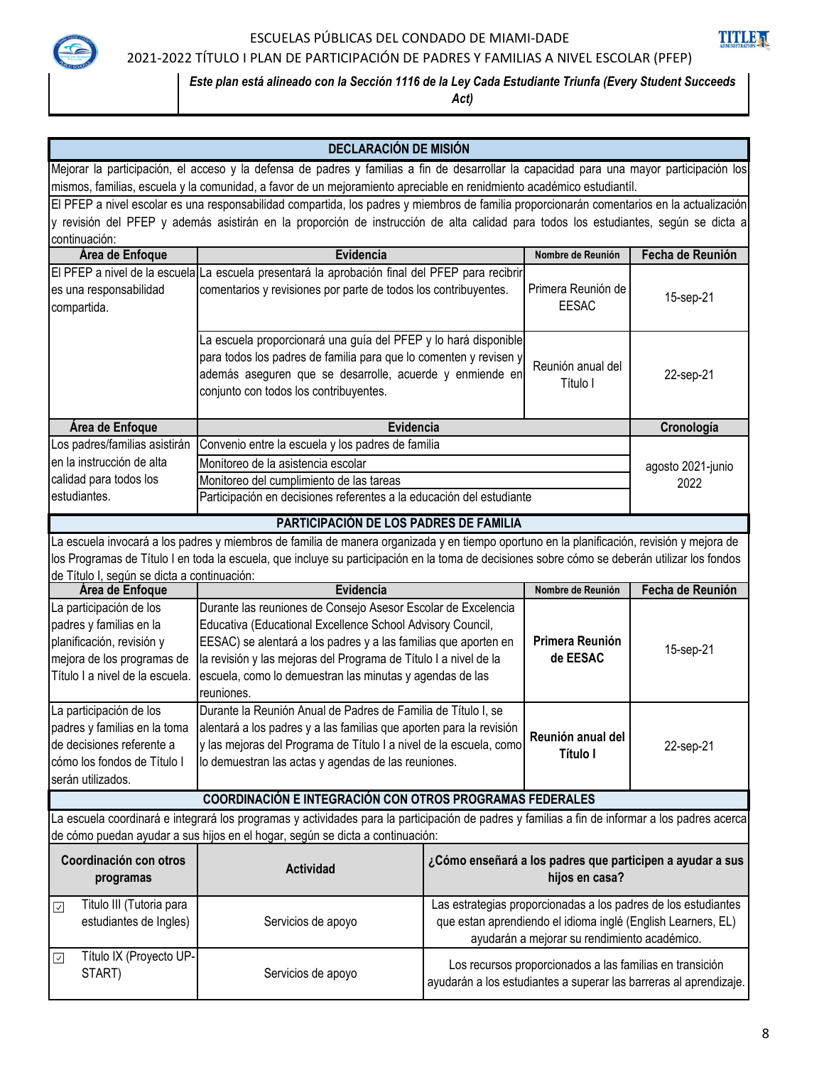ESCUELAS PÚBLICAS DEL CONDADO DE MIAMI-DADE

2021-2022 TÍTULO I PLAN DE PARTICIPACIÓN DE PADRES Y FAMILIAS A NIVEL ESCOLAR (PFEP)

*Este plan está alineado con la Sección 1116 de la Ley Cada Estudiante Triunfa (Every Student Succeeds Act)*

## DECLARACIÓN DE MISIÓN

Mejorar la participación, el acceso y la defensa de padres y familias a fin de desarrollar la capacidad para una mayor participación los mismos, familias, escuela y la comunidad, a favor de un mejoramiento apreciable en rendimiento académico estudiantíl.

El PFEP a nivel escolar es una responsabilidad compartida, los padres y miembros de familia proporcionarán comentarios en la actualización y revisión del PFEP y además asistirán en la proporción de instrucción de alta calidad para todos los estudiantes, según se dicta a continuación:

| Área de Enfoque | Evidencia | Nombre de Reunión | Fecha de Reunión |
|---|---|---|---|
| El PFEP a nivel de la escuela es una responsabilidad compartida. | La escuela presentará la aprobación final del PFEP para recibir comentarios y revisiones por parte de todos los contribuyentes. | Primera Reunión de EESAC | 15-sep-21 |
| | La escuela proporcionará una guía del PFEP y lo hará disponible para todos los padres de familia para que lo comenten y revisen y además aseguren que se desarrolle, acuerde y enmiende en conjunto con todos los contribuyentes. | Reunión anual del Título I | 22-sep-21 |

| Área de Enfoque | Evidencia | Cronología |
|---|---|---|
| Los padres/familias asistirán en la instrucción de alta calidad para todos los estudiantes. | Convenio entre la escuela y los padres de familia | agosto 2021-junio 2022 |
| | Monitoreo de la asistencia escolar | |
| | Monitoreo del cumplimiento de las tareas | |
| | Participación en decisiones referentes a la educación del estudiante | |

## PARTICIPACIÓN DE LOS PADRES DE FAMILIA

La escuela invocará a los padres y miembros de familia de manera organizada y en tiempo oportuno en la planificación, revisión y mejora de los Programas de Título I en toda la escuela, que incluye su participación en la toma de decisiones sobre cómo se deberán utilizar los fondos de Título I, según se dicta a continuación:

| Área de Enfoque | Evidencia | Nombre de Reunión | Fecha de Reunión |
|---|---|---|---|
| La participación de los padres y familias en la planificación, revisión y mejora de los programas de Título I a nivel de la escuela. | Durante las reuniones de Consejo Asesor Escolar de Excelencia Educativa (Educational Excellence School Advisory Council, EESAC) se alentará a los padres y a las familias que aporten en la revisión y las mejoras del Programa de Título I a nivel de la escuela, como lo demuestran las minutas y agendas de las reuniones. | **Primera Reunión de EESAC** | 15-sep-21 |
| La participación de los padres y familias en la toma de decisiones referente a cómo los fondos de Título I serán utilizados. | Durante la Reunión Anual de Padres de Familia de Título I, se alentará a los padres y a las familias que aporten para la revisión y las mejoras del Programa de Título I a nivel de la escuela, como lo demuestran las actas y agendas de las reuniones. | **Reunión anual del Título I** | 22-sep-21 |

## COORDINACIÓN E INTEGRACIÓN CON OTROS PROGRAMAS FEDERALES

La escuela coordinará e integrará los programas y actividades para la participación de padres y familias a fin de informar a los padres acerca de cómo puedan ayudar a sus hijos en el hogar, según se dicta a continuación:

| Coordinación con otros programas | Actividad | ¿Cómo enseñará a los padres que participen a ayudar a sus hijos en casa? |
|---|---|---|
| ☑ Titulo III (Tutoria para estudiantes de Ingles) | Servicios de apoyo | Las estrategias proporcionadas a los padres de los estudiantes que estan aprendiendo el idioma inglé (English Learners, EL) ayudarán a mejorar su rendimiento académico. |
| ☑ Título IX (Proyecto UP-START) | Servicios de apoyo | Los recursos proporcionados a las familias en transición ayudarán a los estudiantes a superar las barreras al aprendizaje. |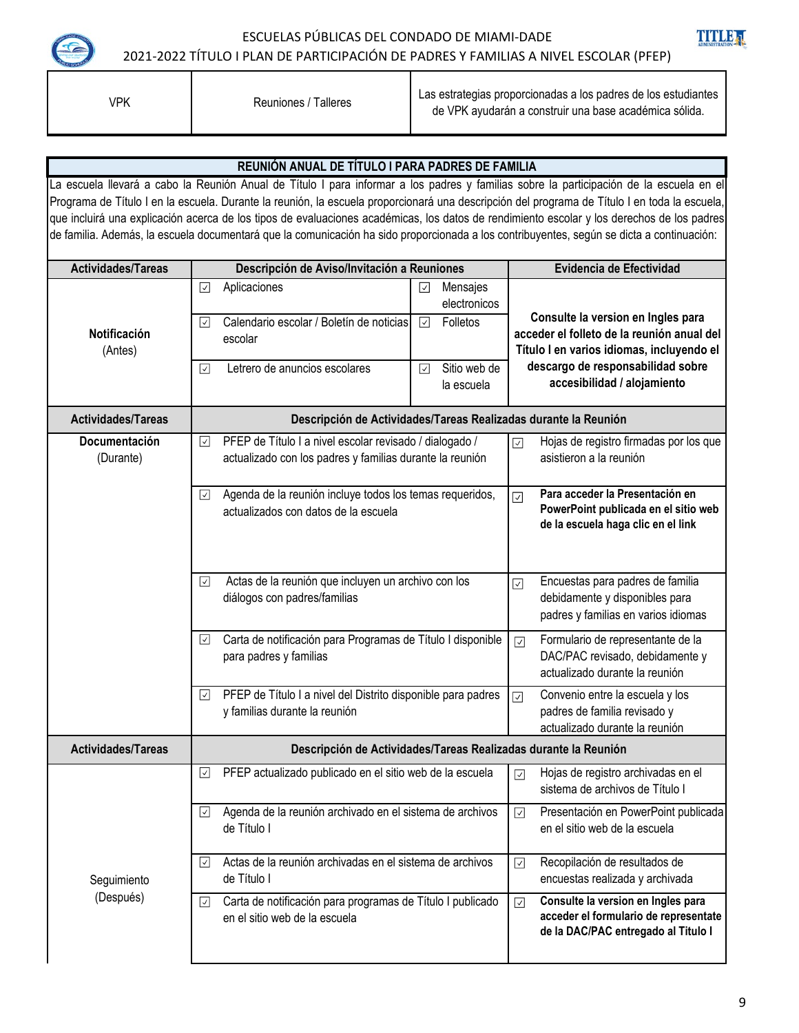| VPK | Reuniones / Talleres | Las estrategias proporcionadas a los padres de los estudiantes de VPK ayudarán a construir una base académica sólida. |
|---|---|---|

## REUNIÓN ANUAL DE TÍTULO I PARA PADRES DE FAMILIA

La escuela llevará a cabo la Reunión Anual de Título I para informar a los padres y familias sobre la participación de la escuela en el Programa de Título I en la escuela. Durante la reunión, la escuela proporcionará una descripción del programa de Título I en toda la escuela, que incluirá una explicación acerca de los tipos de evaluaciones académicas, los datos de rendimiento escolar y los derechos de los padres de familia. Además, la escuela documentará que la comunicación ha sido proporcionada a los contribuyentes, según se dicta a continuación:

| Actividades/Tareas | Descripción de Aviso/Invitación a Reuniones | | Evidencia de Efectividad |
|---|---|---|---|
| **Notificación** (Antes) | ☑ Aplicaciones | ☑ Mensajes electronicos | **Consulte la version en Ingles para acceder el folleto de la reunión anual del Título I en varios idiomas, incluyendo el descargo de responsabilidad sobre accesibilidad / alojamiento** |
| | ☑ Calendario escolar / Boletín de noticias escolar | ☑ Folletos | |
| | ☑ Letrero de anuncios escolares | ☑ Sitio web de la escuela | |

| Actividades/Tareas | Descripción de Actividades/Tareas Realizadas durante la Reunión | |
|---|---|---|
| **Documentación** (Durante) | ☑ PFEP de Título I a nivel escolar revisado / dialogado / actualizado con los padres y familias durante la reunión | ☑ Hojas de registro firmadas por los que asistieron a la reunión |
| | ☑ Agenda de la reunión incluye todos los temas requeridos, actualizados con datos de la escuela | ☑ **Para acceder la Presentación en PowerPoint publicada en el sitio web de la escuela haga clic en el link** |
| | ☑ Actas de la reunión que incluyen un archivo con los diálogos con padres/familias | ☑ Encuestas para padres de familia debidamente y disponibles para padres y familias en varios idiomas |
| | ☑ Carta de notificación para Programas de Título I disponible para padres y familias | ☑ Formulario de representante de la DAC/PAC revisado, debidamente y actualizado durante la reunión |
| | ☑ PFEP de Título I a nivel del Distrito disponible para padres y familias durante la reunión | ☑ Convenio entre la escuela y los padres de familia revisado y actualizado durante la reunión |

| Actividades/Tareas | Descripción de Actividades/Tareas Realizadas durante la Reunión | |
|---|---|---|
| Seguimiento (Después) | ☑ PFEP actualizado publicado en el sitio web de la escuela | ☑ Hojas de registro archivadas en el sistema de archivos de Título I |
| | ☑ Agenda de la reunión archivado en el sistema de archivos de Título I | ☑ Presentación en PowerPoint publicada en el sitio web de la escuela |
| | ☑ Actas de la reunión archivadas en el sistema de archivos de Título I | ☑ Recopilación de resultados de encuestas realizada y archivada |
| | ☑ Carta de notificación para programas de Título I publicado en el sitio web de la escuela | ☑ **Consulte la version en Ingles para acceder el formulario de representante de la DAC/PAC entregado al Titulo I** |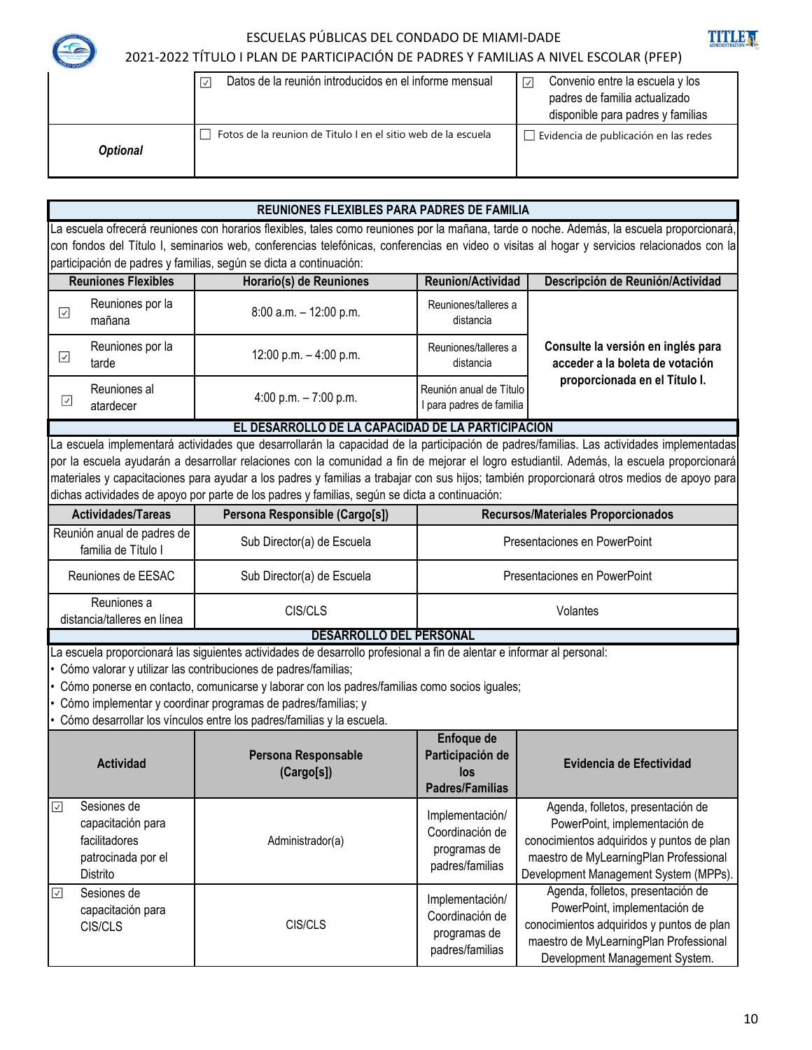| | | |
|---|---|---|
| | ☑ Datos de la reunión introducidos en el informe mensual | ☑ Convenio entre la escuela y los padres de familia actualizado disponible para padres y familias |
| *Optional* | ☐ Fotos de la reunion de Titulo I en el sitio web de la escuela | ☐ Evidencia de publicación en las redes |

## REUNIONES FLEXIBLES PARA PADRES DE FAMILIA

La escuela ofrecerá reuniones con horarios flexibles, tales como reuniones por la mañana, tarde o noche. Además, la escuela proporcionará, con fondos del Título I, seminarios web, conferencias telefónicas, conferencias en video o visitas al hogar y servicios relacionados con la participación de padres y familias, según se dicta a continuación:

| Reuniones Flexibles | Horario(s) de Reuniones | Reunion/Actividad | Descripción de Reunión/Actividad |
|---|---|---|---|
| ☑ Reuniones por la mañana | 8:00 a.m. – 12:00 p.m. | Reuniones/talleres a distancia | **Consulte la versión en inglés para acceder a la boleta de votación proporcionada en el Título I.** |
| ☑ Reuniones por la tarde | 12:00 p.m. – 4:00 p.m. | Reuniones/talleres a distancia | |
| ☑ Reuniones al atardecer | 4:00 p.m. – 7:00 p.m. | Reunión anual de Título I para padres de familia | |

## EL DESARROLLO DE LA CAPACIDAD DE LA PARTICIPACIÓN

La escuela implementará actividades que desarrollarán la capacidad de la participación de padres/familias. Las actividades implementadas por la escuela ayudarán a desarrollar relaciones con la comunidad a fin de mejorar el logro estudiantil. Además, la escuela proporcionará materiales y capacitaciones para ayudar a los padres y familias a trabajar con sus hijos; también proporcionará otros medios de apoyo para dichas actividades de apoyo por parte de los padres y familias, según se dicta a continuación:

| Actividades/Tareas | Persona Responsible (Cargo[s]) | Recursos/Materiales Proporcionados |
|---|---|---|
| Reunión anual de padres de familia de Título I | Sub Director(a) de Escuela | Presentaciones en PowerPoint |
| Reuniones de EESAC | Sub Director(a) de Escuela | Presentaciones en PowerPoint |
| Reuniones a distancia/talleres en línea | CIS/CLS | Volantes |

## DESARROLLO DEL PERSONAL

La escuela proporcionará las siguientes actividades de desarrollo profesional a fin de alentar e informar al personal:

- Cómo valorar y utilizar las contribuciones de padres/familias;
- Cómo ponerse en contacto, comunicarse y laborar con los padres/familias como socios iguales;
- Cómo implementar y coordinar programas de padres/familias; y
- Cómo desarrollar los vínculos entre los padres/familias y la escuela.

| Actividad | Persona Responsable (Cargo[s]) | Enfoque de Participación de los Padres/Familias | Evidencia de Efectividad |
|---|---|---|---|
| ☑ Sesiones de capacitación para facilitadores patrocinada por el Distrito | Administrador(a) | Implementación/ Coordinación de programas de padres/familias | Agenda, folletos, presentación de PowerPoint, implementación de conocimientos adquiridos y puntos de plan maestro de MyLearningPlan Professional Development Management System (MPPs). |
| ☑ Sesiones de capacitación para CIS/CLS | CIS/CLS | Implementación/ Coordinación de programas de padres/familias | Agenda, folletos, presentación de PowerPoint, implementación de conocimientos adquiridos y puntos de plan maestro de MyLearningPlan Professional Development Management System. |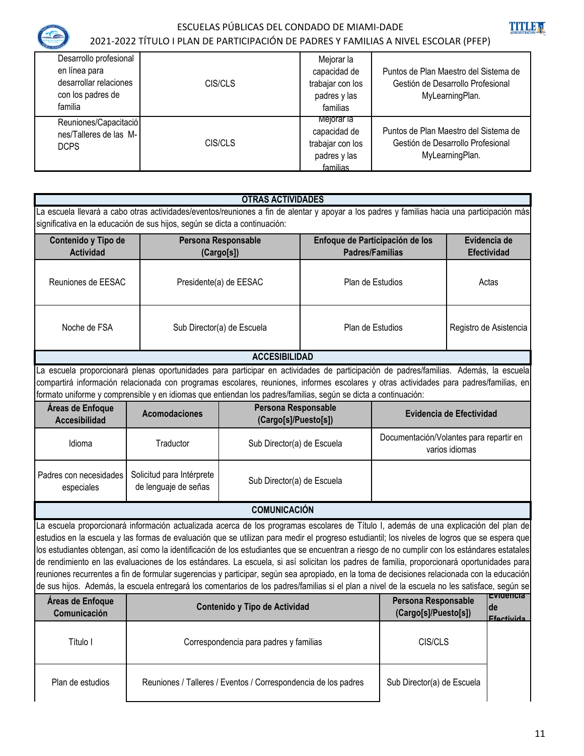| | | | |
|---|---|---|---|
| Desarrollo profesional en línea para desarrollar relaciones con los padres de familia | CIS/CLS | Mejorar la capacidad de trabajar con los padres y las familias | Puntos de Plan Maestro del Sistema de Gestión de Desarrollo Profesional MyLearningPlan. |
| Reuniones/Capacitaciones/Talleres de las M-DCPS | CIS/CLS | Mejorar la capacidad de trabajar con los padres y las familias | Puntos de Plan Maestro del Sistema de Gestión de Desarrollo Profesional MyLearningPlan. |

## OTRAS ACTIVIDADES

La escuela llevará a cabo otras actividades/eventos/reuniones a fin de alentar y apoyar a los padres y familias hacia una participación más significativa en la educación de sus hijos, según se dicta a continuación:

| Contenido y Tipo de Actividad | Persona Responsable (Cargo[s]) | Enfoque de Participación de los Padres/Familias | Evidencia de Efectividad |
|---|---|---|---|
| Reuniones de EESAC | Presidente(a) de EESAC | Plan de Estudios | Actas |
| Noche de FSA | Sub Director(a) de Escuela | Plan de Estudios | Registro de Asistencia |

## ACCESIBILIDAD

La escuela proporcionará plenas oportunidades para participar en actividades de participación de padres/familias. Además, la escuela compartirá información relacionada con programas escolares, reuniones, informes escolares y otras actividades para padres/familias, en formato uniforme y comprensible y en idiomas que entiendan los padres/familias, según se dicta a continuación:

| Áreas de Enfoque Accesibilidad | Acomodaciones | Persona Responsable (Cargo[s]/Puesto[s]) | Evidencia de Efectividad |
|---|---|---|---|
| Idioma | Traductor | Sub Director(a) de Escuela | Documentación/Volantes para repartir en varios idiomas |
| Padres con necesidades especiales | Solicitud para Intérprete de lenguaje de señas | Sub Director(a) de Escuela | |

## COMUNICACIÓN

La escuela proporcionará información actualizada acerca de los programas escolares de Título I, además de una explicación del plan de estudios en la escuela y las formas de evaluación que se utilizan para medir el progreso estudiantil; los niveles de logros que se espera que los estudiantes obtengan, así como la identificación de los estudiantes que se encuentran a riesgo de no cumplir con los estándares estatales de rendimiento en las evaluaciones de los estándares. La escuela, si así solicitan los padres de familia, proporcionará oportunidades para reuniones recurrentes a fin de formular sugerencias y participar, según sea apropiado, en la toma de decisiones relacionada con la educación de sus hijos. Además, la escuela entregará los comentarios de los padres/familias si el plan a nivel de la escuela no les satisface, según se

| Áreas de Enfoque Comunicación | Contenido y Tipo de Actividad | Persona Responsable (Cargo[s]/Puesto[s]) | Evidencia de Efectivida |
|---|---|---|---|
| Título I | Correspondencia para padres y familias | CIS/CLS | |
| Plan de estudios | Reuniones / Talleres / Eventos / Correspondencia de los padres | Sub Director(a) de Escuela | |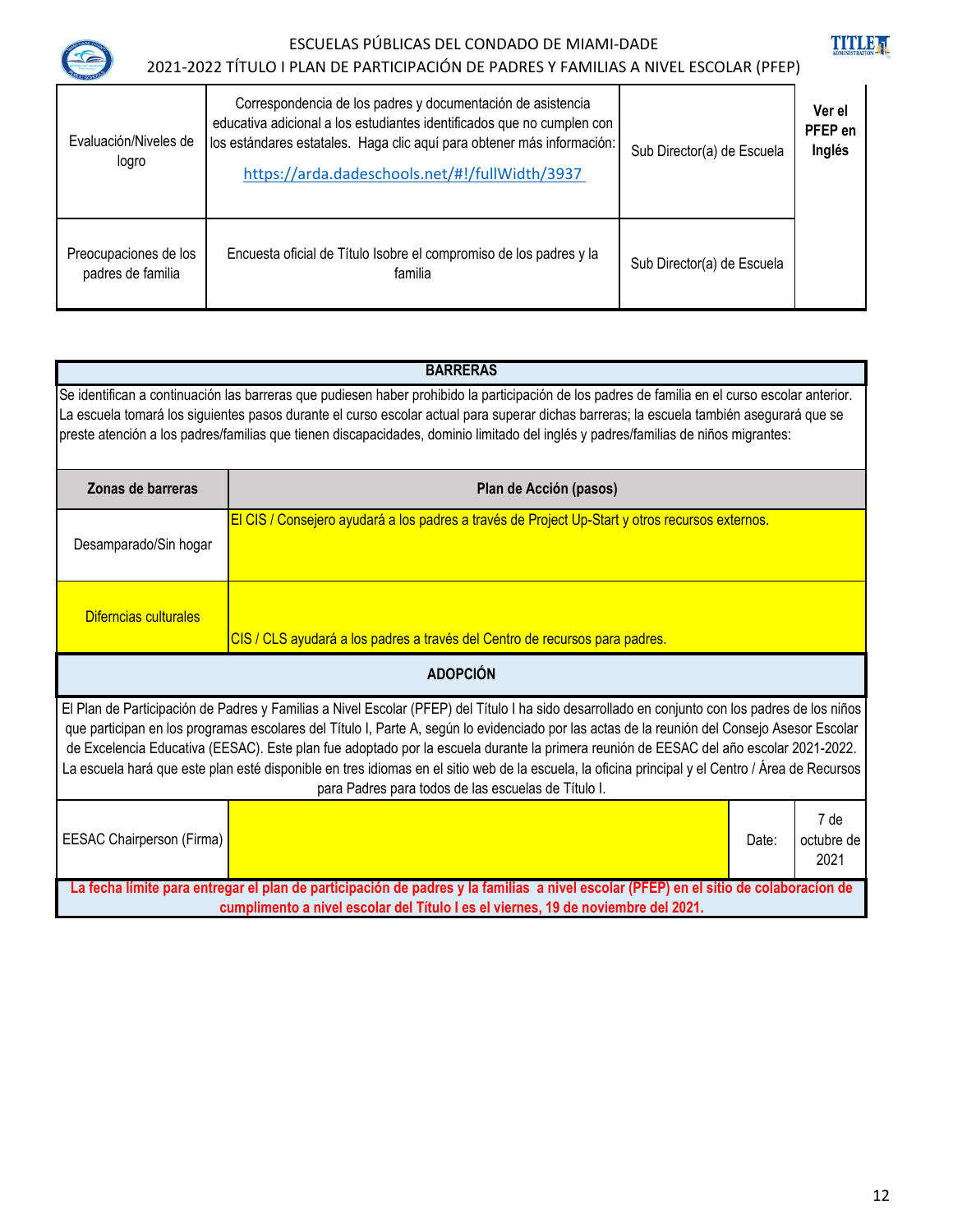| | | | |
|---|---|---|---|
| Evaluación/Niveles de logro | Correspondencia de los padres y documentación de asistencia educativa adicional a los estudiantes identificados que no cumplen con los estándares estatales. Haga clic aquí para obtener más información: https://arda.dadeschools.net/#!/fullWidth/3937 | Sub Director(a) de Escuela | **Ver el PFEP en Inglés** |
| Preocupaciones de los padres de familia | Encuesta oficial de Título Isobre el compromiso de los padres y la familia | Sub Director(a) de Escuela | |

| BARRERAS | |
|---|---|
| Se identifican a continuación las barreras que pudiesen haber prohibido la participación de los padres de familia en el curso escolar anterior. La escuela tomará los siguientes pasos durante el curso escolar actual para superar dichas barreras; la escuela también asegurará que se preste atención a los padres/familias que tienen discapacidades, dominio limitado del inglés y padres/familias de niños migrantes: | |
| **Zonas de barreras** | **Plan de Acción (pasos)** |
| Desamparado/Sin hogar | El CIS / Consejero ayudará a los padres a través de Project Up-Start y otros recursos externos. |
| Difercncias culturales | CIS / CLS ayudará a los padres a través del Centro de recursos para padres. |

| ADOPCIÓN | | | |
|---|---|---|---|
| El Plan de Participación de Padres y Familias a Nivel Escolar (PFEP) del Título I ha sido desarrollado en conjunto con los padres de los niños que participan en los programas escolares del Título I, Parte A, según lo evidenciado por las actas de la reunión del Consejo Asesor Escolar de Excelencia Educativa (EESAC). Este plan fue adoptado por la escuela durante la primera reunión de EESAC del año escolar 2021-2022. La escuela hará que este plan esté disponible en tres idiomas en el sitio web de la escuela, la oficina principal y el Centro / Área de Recursos para Padres para todos de las escuelas de Título I. | | | |
| EESAC Chairperson (Firma) | | Date: | 7 de octubre de 2021 |

**La fecha límite para entregar el plan de participación de padres y la familias a nivel escolar (PFEP) en el sitio de colaboración de cumplimento a nivel escolar del Título I es el viernes, 19 de noviembre del 2021.**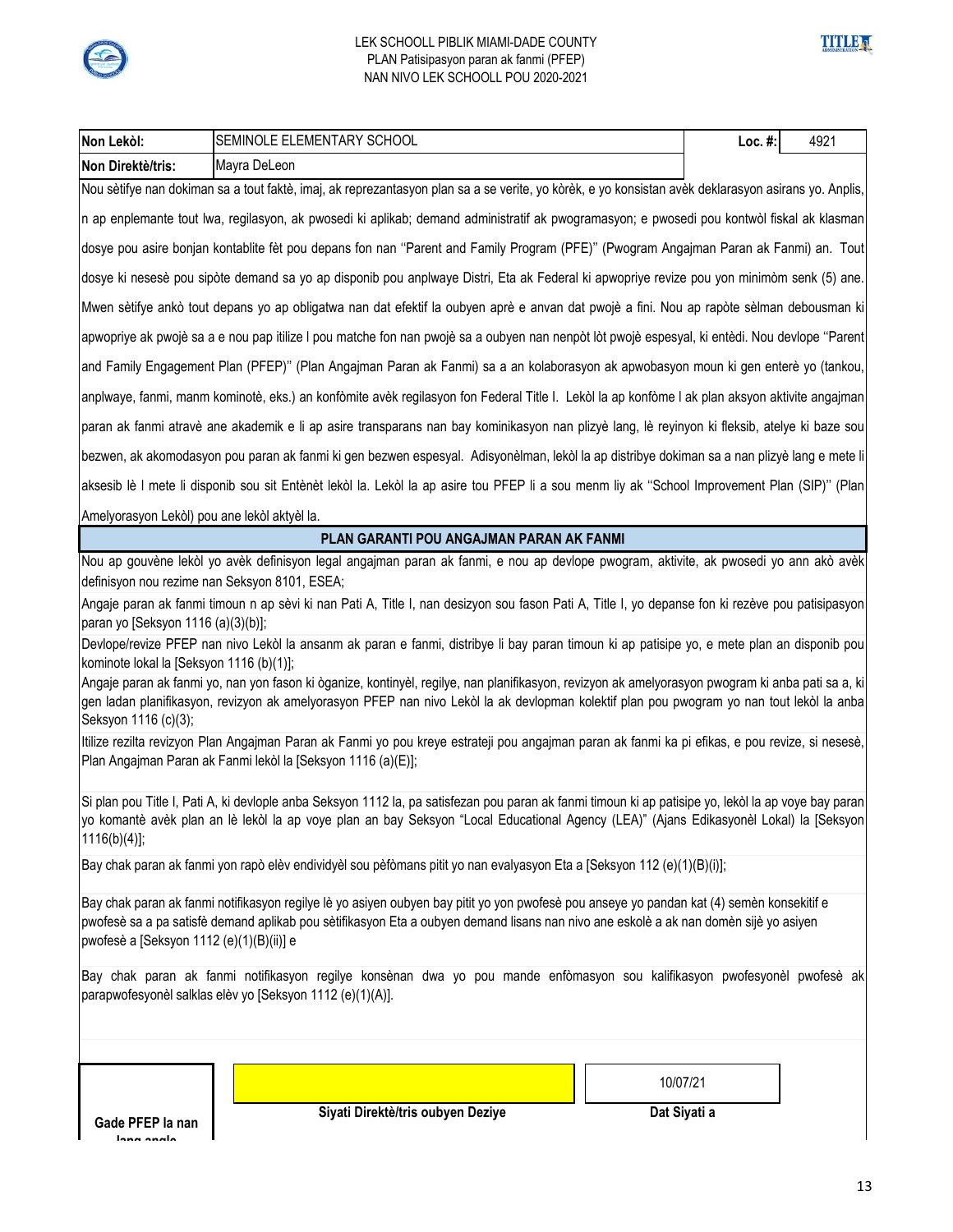LEK SCHOOLL PIBLIK MIAMI-DADE COUNTY
PLAN Patisipasyon paran ak fanmi (PFEP)
NAN NIVO LEK SCHOOLL POU 2020-2021

| Non Lekòl: | SEMINOLE ELEMENTARY SCHOOL | Loc. #: | 4921 |
|---|---|---|---|
| Non Direktè/tris: | Mayra DeLeon | | |

Nou sètifye nan dokiman sa a tout faktè, imaj, ak reprezantasyon plan sa a se verite, yo kòrèk, e yo konsistan avèk deklarasyon asirans yo. Anplis, n ap enplemante tout lwa, regilasyon, ak pwosedi ki aplikab; demand administratif ak pwogramasyon; e pwosedi pou kontwòl fiskal ak klasman dosye pou asire bonjan kontablite fèt pou depans fon nan ''Parent and Family Program (PFE)'' (Pwogram Angajman Paran ak Fanmi) an. Tout dosye ki nesesè pou sipòte demand sa yo ap disponib pou anplwaye Distri, Eta ak Federal ki apwopriye revize pou yon minimòm senk (5) ane. Mwen sètifye ankò tout depans yo ap obligatwa nan dat efektif la oubyen aprè e anvan dat pwojè a fini. Nou ap rapòte sèlman debousman ki apwopriye ak pwojè sa a e nou pap itilize l pou matche fon nan pwojè sa a oubyen nan nenpòt lòt pwojè espesyal, ki entèdi. Nou devlope ''Parent and Family Engagement Plan (PFEP)'' (Plan Angajman Paran ak Fanmi) sa a an kolaborasyon ak apwobasyon moun ki gen enterè yo (tankou, anplwaye, fanmi, manm kominotè, eks.) an konfòmite avèk regilasyon fon Federal Title I. Lekòl la ap konfòme l ak plan aksyon aktivite angajman paran ak fanmi atravè ane akademik e li ap asire transparans nan bay kominikasyon nan plizyè lang, lè reyinyon ki fleksib, atelye ki baze sou bezwen, ak akomodasyon pou paran ak fanmi ki gen bezwen espesyal. Adisyonèlman, lekòl la ap distribye dokiman sa a nan plizyè lang e mete li aksesib lè l mete li disponib sou sit Entènèt lekòl la. Lekòl la ap asire tou PFEP li a sou menm liy ak ''School Improvement Plan (SIP)'' (Plan Amelyorasyon Lekòl) pou ane lekòl aktyèl la.

## PLAN GARANTI POU ANGAJMAN PARAN AK FANMI

Nou ap gouvène lekòl yo avèk definisyon legal angajman paran ak fanmi, e nou ap devlope pwogram, aktivite, ak pwosedi yo ann akò avèk definisyon nou rezime nan Seksyon 8101, ESEA;

Angaje paran ak fanmi timoun n ap sèvi ki nan Pati A, Title I, nan desizyon sou fason Pati A, Title I, yo depanse fon ki rezève pou patisipasyon paran yo [Seksyon 1116 (a)(3)(b)];

Devlope/revize PFEP nan nivo Lekòl la ansanm ak paran e fanmi, distribye li bay paran timoun ki ap patisipe yo, e mete plan an disponib pou kominote lokal la [Seksyon 1116 (b)(1)];

Angaje paran ak fanmi yo, nan yon fason ki òganize, kontinyèl, regilye, nan planifikasyon, revizyon ak amelyorasyon pwogram ki anba pati sa a, ki gen ladan planifikasyon, revizyon ak amelyorasyon PFEP nan nivo Lekòl la ak devlopman kolektif plan pou pwogram yo nan tout lekòl la anba Seksyon 1116 (c)(3);

Itilize rezilta revizyon Plan Angajman Paran ak Fanmi yo pou kreye estrateji pou angajman paran ak fanmi ka pi efikas, e pou revize, si nesesè, Plan Angajman Paran ak Fanmi lekòl la [Seksyon 1116 (a)(E)];

Si plan pou Title I, Pati A, ki devlople anba Seksyon 1112 la, pa satisfezan pou paran ak fanmi timoun ki ap patisipe yo, lekòl la ap voye bay paran yo komantè avèk plan an lè lekòl la ap voye plan an bay Seksyon "Local Educational Agency (LEA)" (Ajans Edikasyonèl Lokal) la [Seksyon 1116(b)(4)];

Bay chak paran ak fanmi yon rapò elèv endividyèl sou pèfòmans pitit yo nan evalyasyon Eta a [Seksyon 112 (e)(1)(B)(i)];

Bay chak paran ak fanmi notifikasyon regilye lè yo asiyen oubyen bay pitit yo yon pwofesè pou anseye yo pandan kat (4) semèn konsekitif e pwofesè sa a pa satisfè demand aplikab pou sètifikasyon Eta a oubyen demand lisans nan nivo ane eskolè a ak nan domèn sijè yo asiyen pwofesè a [Seksyon 1112 (e)(1)(B)(ii)] e

Bay chak paran ak fanmi notifikasyon regilye konsènan dwa yo pou mande enfòmasyon sou kalifikasyon pwofesyonèl pwofesè ak parapwofesyonèl salklas elèv yo [Seksyon 1112 (e)(1)(A)].

| Gade PFEP la nan lang angle | | 10/07/21 |
|---|---|---|
| | Siyati Direktè/tris oubyen Deziye | Dat Siyati a |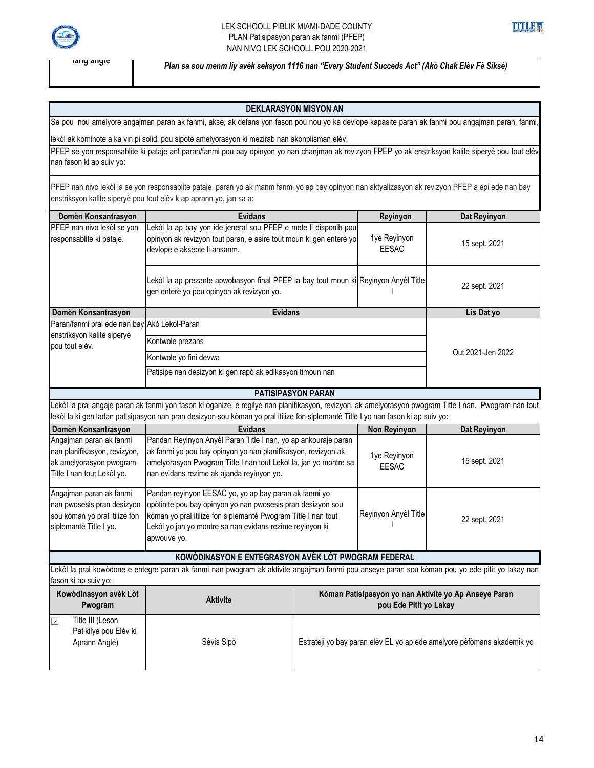LEK SCHOOLL PIBLIK MIAMI-DADE COUNTY
PLAN Patisipasyon paran ak fanmi (PFEP)
NAN NIVO LEK SCHOOLL POU 2020-2021

| lang angle | *Plan sa sou menm liy avèk seksyon 1116 nan "Every Student Succeds Act" (Akò Chak Elèv Fè Siksè)* |
|---|---|

## DEKLARASYON MISYON AN

Se pou nou amelyore angajman paran ak fanmi, aksè, ak defans yon fason pou nou yo ka devlope kapasite paran ak fanmi pou angajman paran, fanmi, lekòl ak kominote a ka vin pi solid, pou sipòte amelyorasyon ki mezirab nan akonplisman elèv.

PFEP se yon responsablite ki pataje ant paran/fanmi pou bay opinyon yo nan chanjman ak revizyon FPEP yo ak enstriksyon kalite siperyè pou tout elèv nan fason ki ap suiv yo:

PFEP nan nivo lekòl la se yon responsablite pataje, paran yo ak manm fanmi yo ap bay opinyon nan aktyalizasyon ak revizyon PFEP a epi ede nan bay enstriksyon kalite siperyè pou tout elèv k ap aprann yo, jan sa a:

| Domèn Konsantrasyon | Evidans | Reyinyon | Dat Reyinyon |
|---|---|---|---|
| PFEP nan nivo lekòl se yon responsablite ki pataje. | Lekòl la ap bay yon ide jeneral sou PFEP e mete li disponib pou opinyon ak revizyon tout paran, e asire tout moun ki gen enterè yo devlope e aksepte li ansanm. | 1ye Reyinyon EESAC | 15 sept. 2021 |
| | Lekòl la ap prezante apwobasyon final PFEP la bay tout moun ki gen enterè yo pou opinyon ak revizyon yo. | Reyinyon Anyèl Title I | 22 sept. 2021 |

| Domèn Konsantrasyon | Evidans | Lis Dat yo |
|---|---|---|
| Paran/fanmi pral ede nan bay enstriksyon kalite siperyè pou tout elèv. | Akò Lekòl-Paran | Out 2021-Jen 2022 |
| | Kontwole prezans | |
| | Kontwole yo fini devwa | |
| | Patisipe nan desizyon ki gen rapò ak edikasyon timoun nan | |

## PATISIPASYON PARAN

Lekòl la pral angaje paran ak fanmi yon fason ki òganize, e regilye nan planifikasyon, revizyon, ak amelyorasyon pwogram Title I nan. Pwogram nan tout lekòl la ki gen ladan patisipasyon nan pran desizyon sou kòman yo pral itilize fon siplemantè Title I yo nan fason ki ap suiv yo:

| Domèn Konsantrasyon | Evidans | Non Reyinyon | Dat Reyinyon |
|---|---|---|---|
| Angajman paran ak fanmi nan planifikasyon, revizyon, ak amelyorasyon pwogram Title I nan tout Lekòl yo. | Pandan Reyinyon Anyèl Paran Title I nan, yo ap ankouraje paran ak fanmi yo pou bay opinyon yo nan planifikasyon, revizyon ak amelyorasyon Pwogram Title I nan tout Lekòl la, jan yo montre sa nan evidans rezime ak ajanda reyinyon yo. | 1ye Reyinyon EESAC | 15 sept. 2021 |
| Angajman paran ak fanmi nan pwosesis pran desizyon sou kòman yo pral itilize fon siplemantè Title I yo. | Pandan reyinyon EESAC yo, yo ap bay paran ak fanmi yo opòtinite pou bay opinyon yo nan pwosesis pran desizyon sou kòman yo pral itilize fon siplemantè Pwogram Title I nan tout Lekòl yo jan yo montre sa nan evidans rezime reyinyon ki apwouve yo. | Reyinyon Anyèl Title I | 22 sept. 2021 |

## KOWÒDINASYON E ENTEGRASYON AVÈK LÒT PWOGRAM FEDERAL

Lekòl la pral kowòdone e entegre paran ak fanmi nan pwogram ak aktivite angajman fanmi pou anseye paran sou kòman pou yo ede pitit yo lakay nan fason ki ap suiv yo:

| Kowòdinasyon avèk Lòt Pwogram | Aktivite | Kòman Patisipasyon yo nan Aktivite yo Ap Anseye Paran pou Ede Pitit yo Lakay |
|---|---|---|
| ☑ Title III (Leson Patikilye pou Elèv ki Aprann Anglè) | Sèvis Sipò | Estrateji yo bay paran elèv EL yo ap ede amelyore pèfòmans akademik yo |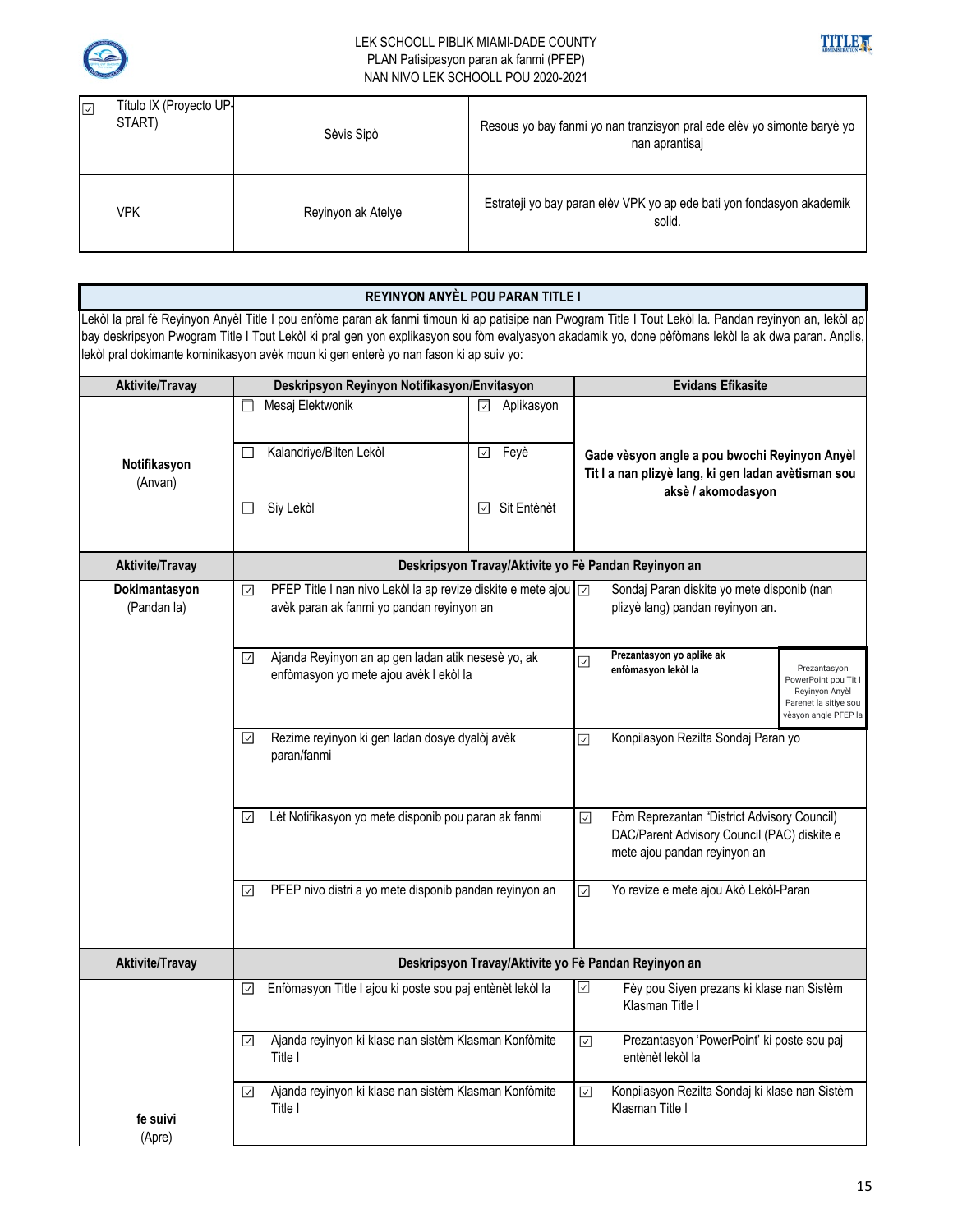| | | |
|---|---|---|
| ☑ Título IX (Proyecto UP-START) | Sèvis Sipò | Resous yo bay fanmi yo nan tranzisyon pral ede elèv yo simonte baryè yo nan aprantisaj |
| VPK | Reyinyon ak Atelye | Estrateji yo bay paran elèv VPK yo ap ede bati yon fondasyon akademik solid. |

## REYINYON ANYÈL POU PARAN TITLE I

Lekòl la pral fè Reyinyon Anyèl Title I pou enfòme paran ak fanmi timoun ki ap patisipe nan Pwogram Title I Tout Lekòl la. Pandan reyinyon an, lekòl ap bay deskripsyon Pwogram Title I Tout Lekòl ki pral gen yon explikasyon sou fòm evalyasyon akadamik yo, done pèfòmans lekòl la ak dwa paran. Anplis, lekòl pral dokimante kominikasyon avèk moun ki gen enterè yo nan fason ki ap suiv yo:

| Aktivite/Travay | Deskripsyon Reyinyon Notifikasyon/Envitasyon | | Evidans Efikasite |
|---|---|---|---|
| **Notifikasyon** (Anvan) | ☐ Mesaj Elektwonik | ☑ Aplikasyon | **Gade vèsyon angle a pou bwochi Reyinyon Anyèl Tit I a nan plizyè lang, ki gen ladan avètisman sou aksè / akomodasyon** |
| | ☐ Kalandriye/Bilten Lekòl | ☑ Feyè | |
| | ☐ Siy Lekòl | ☑ Sit Entènèt | |

| Aktivite/Travay | Deskripsyon Travay/Aktivite yo Fè Pandan Reyinyon an | |
|---|---|---|
| **Dokimantasyon** (Pandan la) | ☑ PFEP Title I nan nivo Lekòl la ap revize diskite e mete ajou avèk paran ak fanmi yo pandan reyinyon an | ☑ Sondaj Paran diskite yo mete disponib (nan plizyè lang) pandan reyinyon an. |
| | ☑ Ajanda Reyinyon an ap gen ladan atik nesesè yo, ak enfòmasyon yo mete ajou avèk l ekòl la | ☑ **Prezantasyon yo aplike ak enfòmasyon lekòl la** — Prezantasyon PowerPoint pou Tit I Reyinyon Anyèl Parenet la sitiye sou vèsyon angle PFEP la |
| | ☑ Rezime reyinyon ki gen ladan dosye dyalòj avèk paran/fanmi | ☑ Konpilasyon Rezilta Sondaj Paran yo |
| | ☑ Lèt Notifikasyon yo mete disponib pou paran ak fanmi | ☑ Fòm Reprezantan "District Advisory Council) DAC/Parent Advisory Council (PAC) diskite e mete ajou pandan reyinyon an |
| | ☑ PFEP nivo distri a yo mete disponib pandan reyinyon an | ☑ Yo revize e mete ajou Akò Lekòl-Paran |

| Aktivite/Travay | Deskripsyon Travay/Aktivite yo Fè Pandan Reyinyon an | |
|---|---|---|
| **fe suivi** (Apre) | ☑ Enfòmasyon Title I ajou ki poste sou paj entènèt lekòl la | ☑ Fèy pou Siyen prezans ki klase nan Sistèm Klasman Title I |
| | ☑ Ajanda reyinyon ki klase nan sistèm Klasman Konfòmite Title I | ☑ Prezantasyon 'PowerPoint' ki poste sou paj entènèt lekòl la |
| | ☑ Ajanda reyinyon ki klase nan sistèm Klasman Konfòmite Title I | ☑ Konpilasyon Rezilta Sondaj ki klase nan Sistèm Klasman Title I |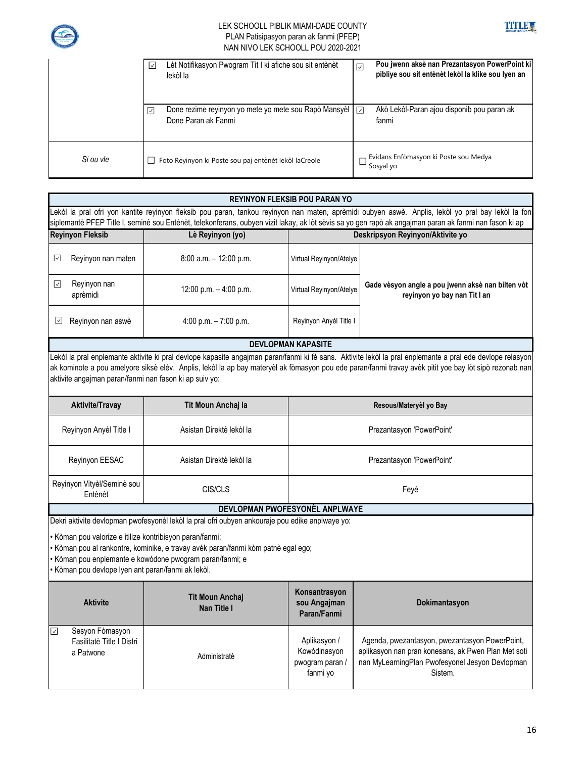| | | |
|---|---|---|
| | ☑ Lèt Notifikasyon Pwogram Tit I ki afiche sou sit entènèt lekòl la | ☑ **Pou jwenn aksè nan Prezantasyon PowerPoint ki pibliye sou sit entènèt lekòl la klike sou lyen an** |
| | ☑ Done rezime reyinyon yo mete yo mete sou Rapò Mansyèl Done Paran ak Fanmi | ☑ Akò Lekòl-Paran ajou disponib pou paran ak fanmi |
| *Si ou vle* | ☐ Foto Reyinyon ki Poste sou paj entènèt lekòl laCreole | ☐ Evidans Enfòmasyon ki Poste sou Medya Sosyal yo |

| **REYINYON FLEKSIB POU PARAN YO** | | | |
|---|---|---|---|
| Lekòl la pral ofri yon kantite reyinyon fleksib pou paran, tankou reyinyon nan maten, aprèmidi oubyen aswè. Anplis, lekòl yo pral bay lekòl la fon siplemantè PFEP Title I, seminè sou Entènèt, telekonferans, oubyen vizit lakay, ak lòt sèvis sa yo gen rapò ak angajman paran ak fanmi nan fason ki ap | | | |
| **Reyinyon Fleksib** | **Lè Reyinyon (yo)** | **Deskripsyon Reyinyon/Aktivite yo** | |
| ☑ Reyinyon nan maten | 8:00 a.m. – 12:00 p.m. | Virtual Reyinyon/Atelye | **Gade vèsyon angle a pou jwenn aksè nan bilten vòt reyinyon yo bay nan Tit I an** |
| ☑ Reyinyon nan aprèmidi | 12:00 p.m. – 4:00 p.m. | Virtual Reyinyon/Atelye | |
| ☑ Reyinyon nan aswè | 4:00 p.m. – 7:00 p.m. | Reyinyon Anyèl Title I | |

| **DEVLOPMAN KAPASITE** | | |
|---|---|---|
| Lekòl la pral enplemante aktivite ki pral devlope kapasite angajman paran/fanmi ki fè sans. Aktivite lekòl la pral enplemante a pral ede devlope relasyon ak kominote a pou amelyore siksè elèv. Anplis, lekòl la ap bay materyèl ak fòmasyon pou ede paran/fanmi travay avèk pitit yoe bay lòt sipò rezonab nan aktivite angajman paran/fanmi nan fason ki ap suiv yo: | | |
| **Aktivite/Travay** | **Tit Moun Anchaj la** | **Resous/Materyèl yo Bay** |
| Reyinyon Anyèl Title I | Asistan Direktè lekòl la | Prezantasyon 'PowerPoint' |
| Reyinyon EESAC | Asistan Direktè lekòl la | Prezantasyon 'PowerPoint' |
| Reyinyon Vityèl/Seminè sou Entènèt | CIS/CLS | Feyè |

**DEVLOPMAN PWOFESYONÈL ANPLWAYE**

Dekri aktivite devlopman pwofesyonèl lekòl la pral ofri oubyen ankouraje pou edike anplwaye yo:

- Kòman pou valorize e itilize kontribisyon paran/fanmi;
- Kòman pou al rankontre, kominike, e travay avèk paran/fanmi kòm patnè egal ego;
- Kòman pou enplemante e kowòdone pwogram paran/fanmi; e
- Kòman pou devlope lyen ant paran/fanmi ak lekòl.

| **Aktivite** | **Tit Moun Anchaj Nan Title I** | **Konsantrasyon sou Angajman Paran/Fanmi** | **Dokimantasyon** |
|---|---|---|---|
| ☑ Sesyon Fòmasyon Fasilitatè Title I Distri a Patwone | Administratè | Aplikasyon / Kowòdinasyon pwogram paran / fanmi yo | Agenda, pwezantasyon, pwezantasyon PowerPoint, aplikasyon nan pran konesans, ak Pwen Plan Met soti nan MyLearningPlan Pwofesyonel Jesyon Devlopman Sistem. |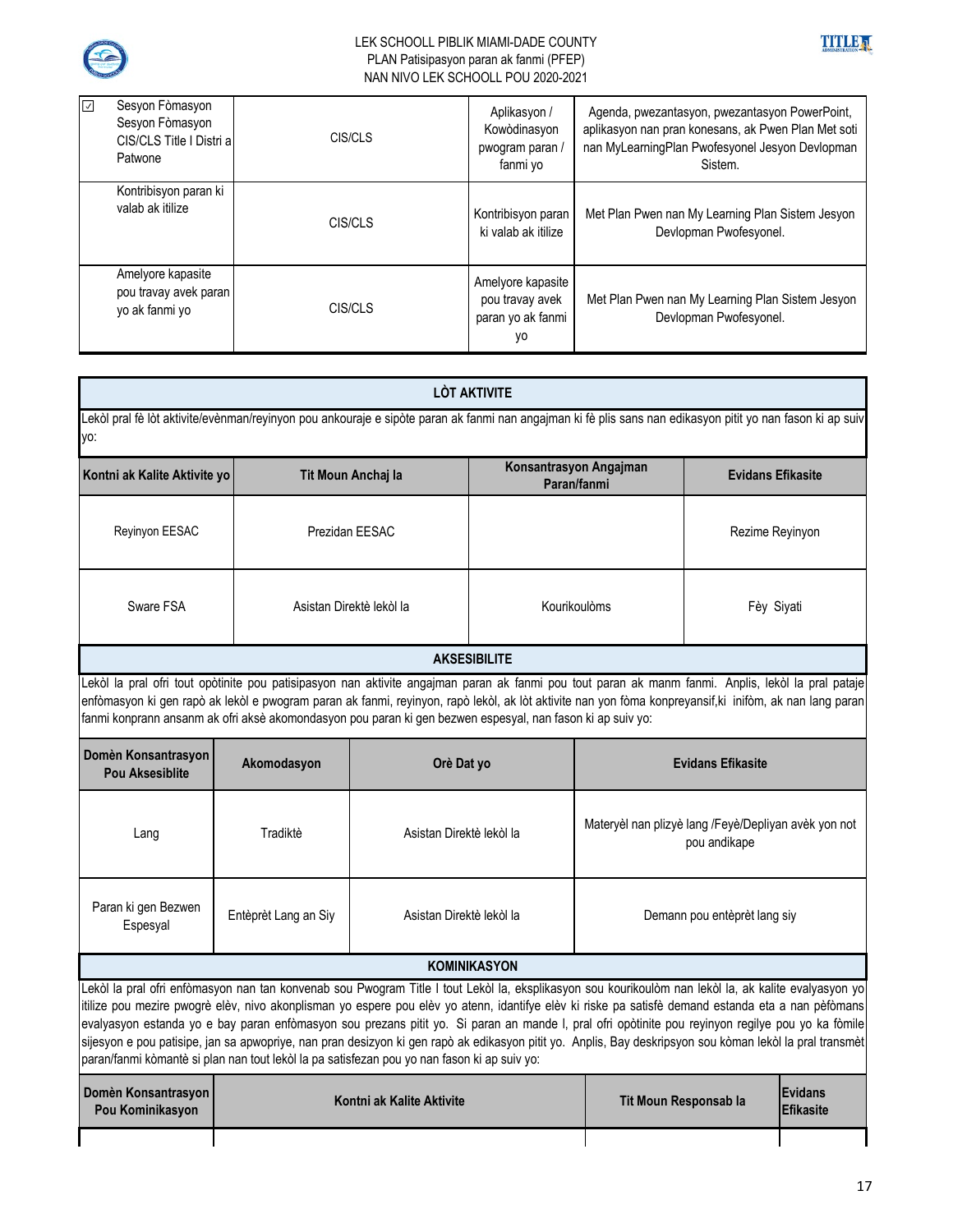| ☑ | Sesyon Fòmasyon Sesyon Fòmasyon CIS/CLS Title I Distri a Patwone | CIS/CLS | Aplikasyon / Kowòdinasyon pwogram paran / fanmi yo | Agenda, pwezantasyon, pwezantasyon PowerPoint, aplikasyon nan pran konesans, ak Pwen Plan Met soti nan MyLearningPlan Pwofesyonel Jesyon Devlopman Sistem. |
|---|---|---|---|---|
| | Kontribisyon paran ki valab ak itilize | CIS/CLS | Kontribisyon paran ki valab ak itilize | Met Plan Pwen nan My Learning Plan Sistem Jesyon Devlopman Pwofesyonel. |
| | Amelyore kapasite pou travay avek paran yo ak fanmi yo | CIS/CLS | Amelyore kapasite pou travay avek paran yo ak fanmi yo | Met Plan Pwen nan My Learning Plan Sistem Jesyon Devlopman Pwofesyonel. |

**LÒT AKTIVITE**

Lekòl pral fè lòt aktivite/evènman/reyinyon pou ankouraje e sipòte paran ak fanmi nan angajman ki fè plis sans nan edikasyon pitit yo nan fason ki ap suiv yo:

| Kontni ak Kalite Aktivite yo | Tit Moun Anchaj la | Konsantrasyon Angajman Paran/fanmi | Evidans Efikasite |
|---|---|---|---|
| Reyinyon EESAC | Prezidan EESAC | | Rezime Reyinyon |
| Sware FSA | Asistan Direktè lekòl la | Kourikoulòms | Fèy Siyati |

**AKSESIBILITE**

Lekòl la pral ofri tout opòtinite pou patisipasyon nan aktivite angajman paran ak fanmi pou tout paran ak manm fanmi. Anplis, lekòl la pral pataje enfòmasyon ki gen rapò ak lekòl e pwogram paran ak fanmi, reyinyon, rapò lekòl, ak lòt aktivite nan yon fòma konpreyansif,ki inifòm, ak nan lang paran fanmi konprann ansanm ak ofri aksè akomondasyon pou paran ki gen bezwen espesyal, nan fason ki ap suiv yo:

| Domèn Konsantrasyon Pou Aksesiblite | Akomodasyon | Orè Dat yo | Evidans Efikasite |
|---|---|---|---|
| Lang | Tradiktè | Asistan Direktè lekòl la | Materyèl nan plizyè lang /Feyè/Depliyan avèk yon not pou andikape |
| Paran ki gen Bezwen Espesyal | Entèprèt Lang an Siy | Asistan Direktè lekòl la | Demann pou entèprèt lang siy |

**KOMINIKASYON**

Lekòl la pral ofri enfòmasyon nan tan konvenab sou Pwogram Title I tout Lekòl la, eksplikasyon sou kourikoulòm nan lekòl la, ak kalite evalyasyon yo itilize pou mezire pwogrè elèv, nivo akonplisman yo espere pou elèv yo atenn, idantifye elèv ki riske pa satisfè demand estanda eta a nan pèfòmans evalyasyon estanda yo e bay paran enfòmasyon sou prezans pitit yo. Si paran an mande l, pral ofri opòtinite pou reyinyon regilye pou yo ka fòmile sijesyon e pou patisipe, jan sa apwopriye, nan pran desizyon ki gen rapò ak edikasyon pitit yo. Anplis, Bay deskripsyon sou kòman lekòl la pral transmèt paran/fanmi kòmantè si plan nan tout lekòl la pa satisfezan pou yo nan fason ki ap suiv yo:

| Domèn Konsantrasyon Pou Kominikasyon | Kontni ak Kalite Aktivite | Tit Moun Responsab la | Evidans Efikasite |
|---|---|---|---|
| | | | |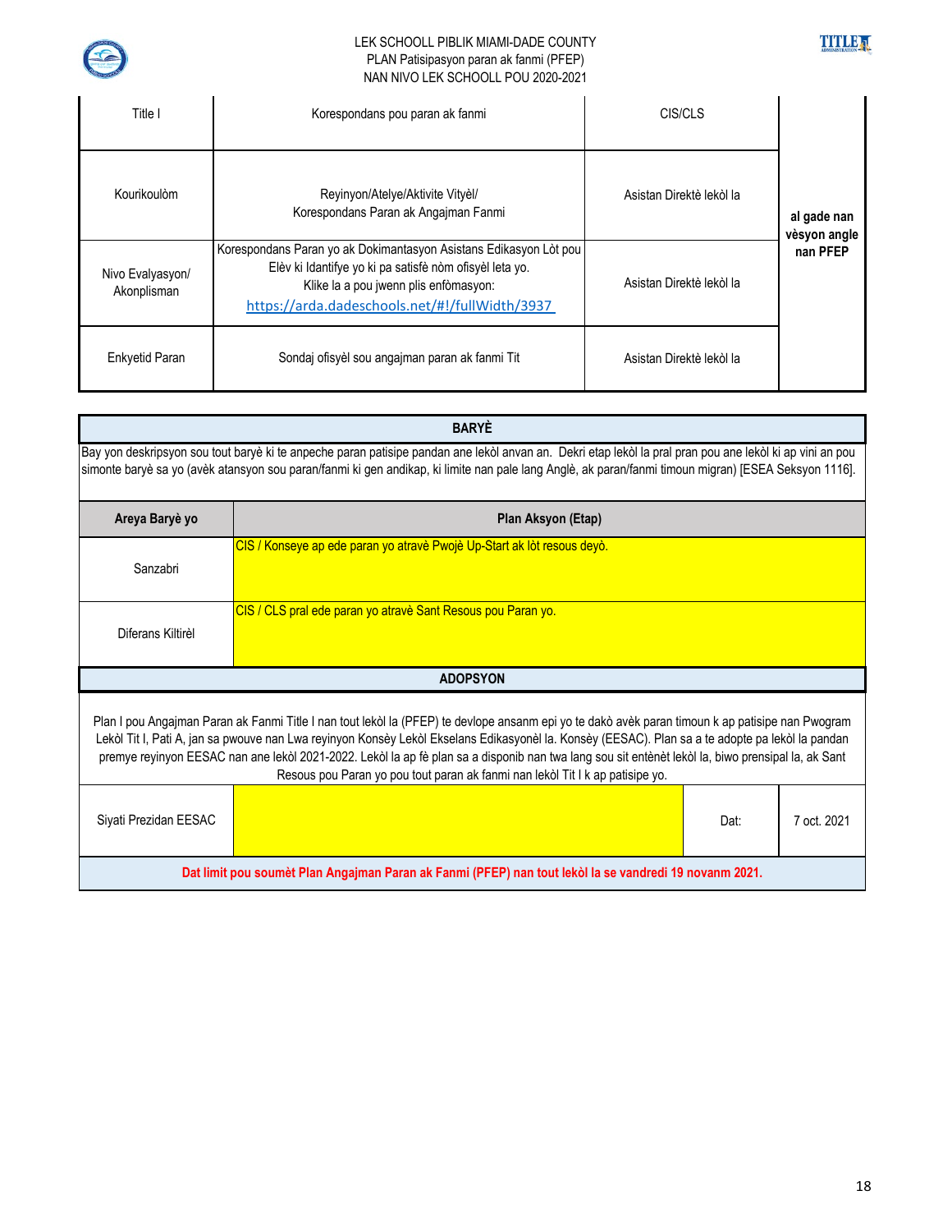| | | | |
|---|---|---|---|
| Title I | Korespondans pou paran ak fanmi | CIS/CLS | **al gade nan vèsyon angle nan PFEP** |
| Kourikoulòm | Reyinyon/Atelye/Aktivite Vityèl/ Korespondans Paran ak Angajman Fanmi | Asistan Direktè lekòl la | |
| Nivo Evalyasyon/ Akonplisman | Korespondans Paran yo ak Dokimantasyon Asistans Edikasyon Lòt pou Elèv ki Idantifye yo ki pa satisfè nòm ofisyèl leta yo. Klike la a pou jwenn plis enfòmasyon: https://arda.dadeschools.net/#!/fullWidth/3937 | Asistan Direktè lekòl la | |
| Enkyetid Paran | Sondaj ofisyèl sou angajman paran ak fanmi Tit | Asistan Direktè lekòl la | |

| **BARYÈ** | |
|---|---|
| Bay yon deskripsyon sou tout baryè ki te anpeche paran patisipe pandan ane lekòl anvan an. Dekri etap lekòl la pral pran pou ane lekòl ki ap vini an pou simonte baryè sa yo (avèk atansyon sou paran/fanmi ki gen andikap, ki limite nan pale lang Anglè, ak paran/fanmi timoun migran) [ESEA Seksyon 1116]. | |
| **Areya Baryè yo** | **Plan Aksyon (Etap)** |
| Sanzabri | CIS / Konseye ap ede paran yo atravè Pwojè Up-Start ak lòt resous deyò. |
| Diferans Kiltirèl | CIS / CLS pral ede paran yo atravè Sant Resous pou Paran yo. |

| **ADOPSYON** | | | |
|---|---|---|---|
| Plan I pou Angajman Paran ak Fanmi Title I nan tout lekòl la (PFEP) te devlope ansanm epi yo te dakò avèk paran timoun k ap patisipe nan Pwogram Lekòl Tit I, Pati A, jan sa pwouve nan Lwa reyinyon Konsèy Lekòl Ekselans Edikasyonèl la. Konsèy (EESAC). Plan sa a te adopte pa lekòl la pandan premye reyinyon EESAC nan ane lekòl 2021-2022. Lekòl la ap fè plan sa a disponib nan twa lang sou sit entènèt lekòl la, biwo prensipal la, ak Sant Resous pou Paran yo pou tout paran ak fanmi nan lekòl Tit I k ap patisipe yo. | | | |
| Siyati Prezidan EESAC | | Dat: | 7 oct. 2021 |

**Dat limit pou soumèt Plan Angajman Paran ak Fanmi (PFEP) nan tout lekòl la se vandredi 19 novanm 2021.**